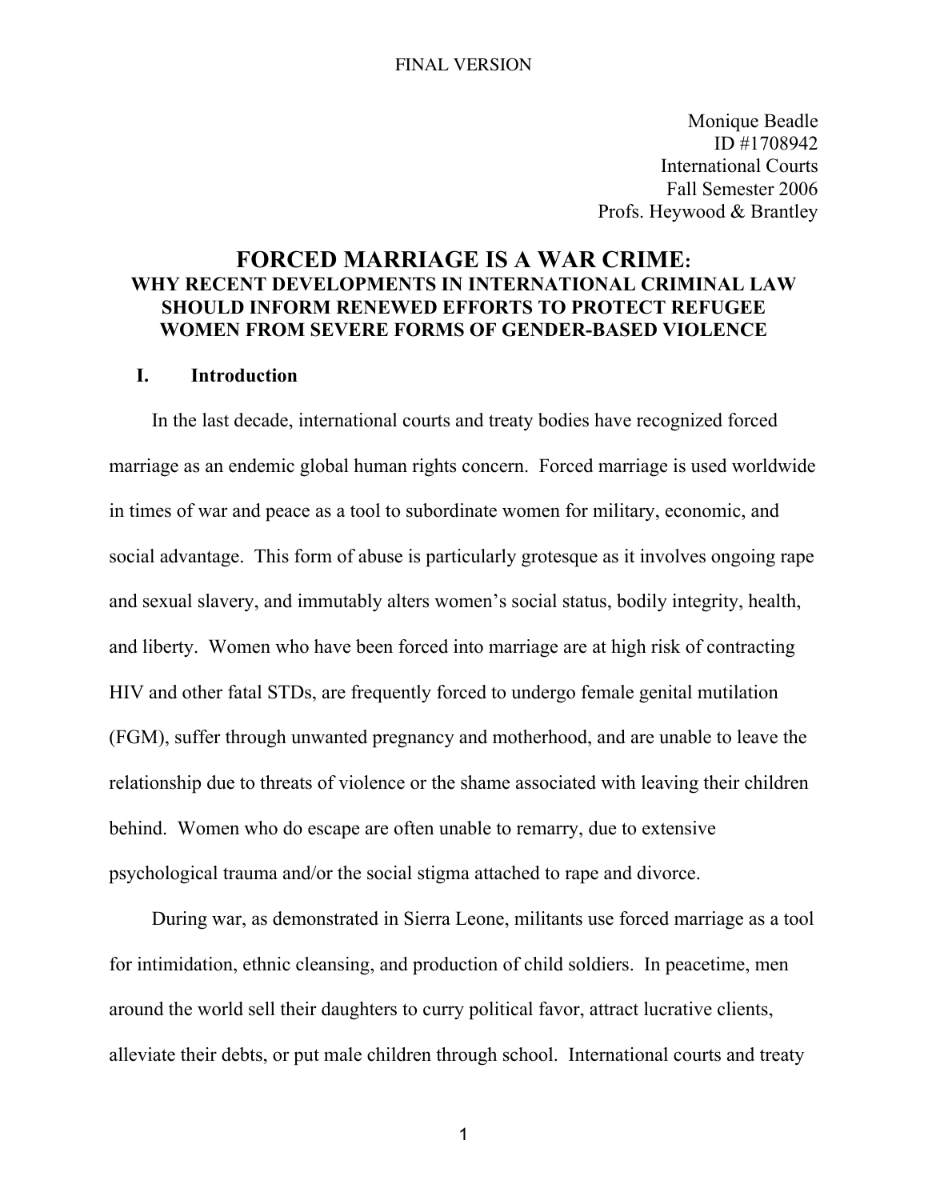FINAL VERSION

Monique Beadle
ID #1708942
International Courts
Fall Semester 2006
Profs. Heywood & Brantley

# FORCED MARRIAGE IS A WAR CRIME: WHY RECENT DEVELOPMENTS IN INTERNATIONAL CRIMINAL LAW SHOULD INFORM RENEWED EFFORTS TO PROTECT REFUGEE WOMEN FROM SEVERE FORMS OF GENDER-BASED VIOLENCE

## I. Introduction

In the last decade, international courts and treaty bodies have recognized forced marriage as an endemic global human rights concern. Forced marriage is used worldwide in times of war and peace as a tool to subordinate women for military, economic, and social advantage. This form of abuse is particularly grotesque as it involves ongoing rape and sexual slavery, and immutably alters women's social status, bodily integrity, health, and liberty. Women who have been forced into marriage are at high risk of contracting HIV and other fatal STDs, are frequently forced to undergo female genital mutilation (FGM), suffer through unwanted pregnancy and motherhood, and are unable to leave the relationship due to threats of violence or the shame associated with leaving their children behind. Women who do escape are often unable to remarry, due to extensive psychological trauma and/or the social stigma attached to rape and divorce.

During war, as demonstrated in Sierra Leone, militants use forced marriage as a tool for intimidation, ethnic cleansing, and production of child soldiers. In peacetime, men around the world sell their daughters to curry political favor, attract lucrative clients, alleviate their debts, or put male children through school. International courts and treaty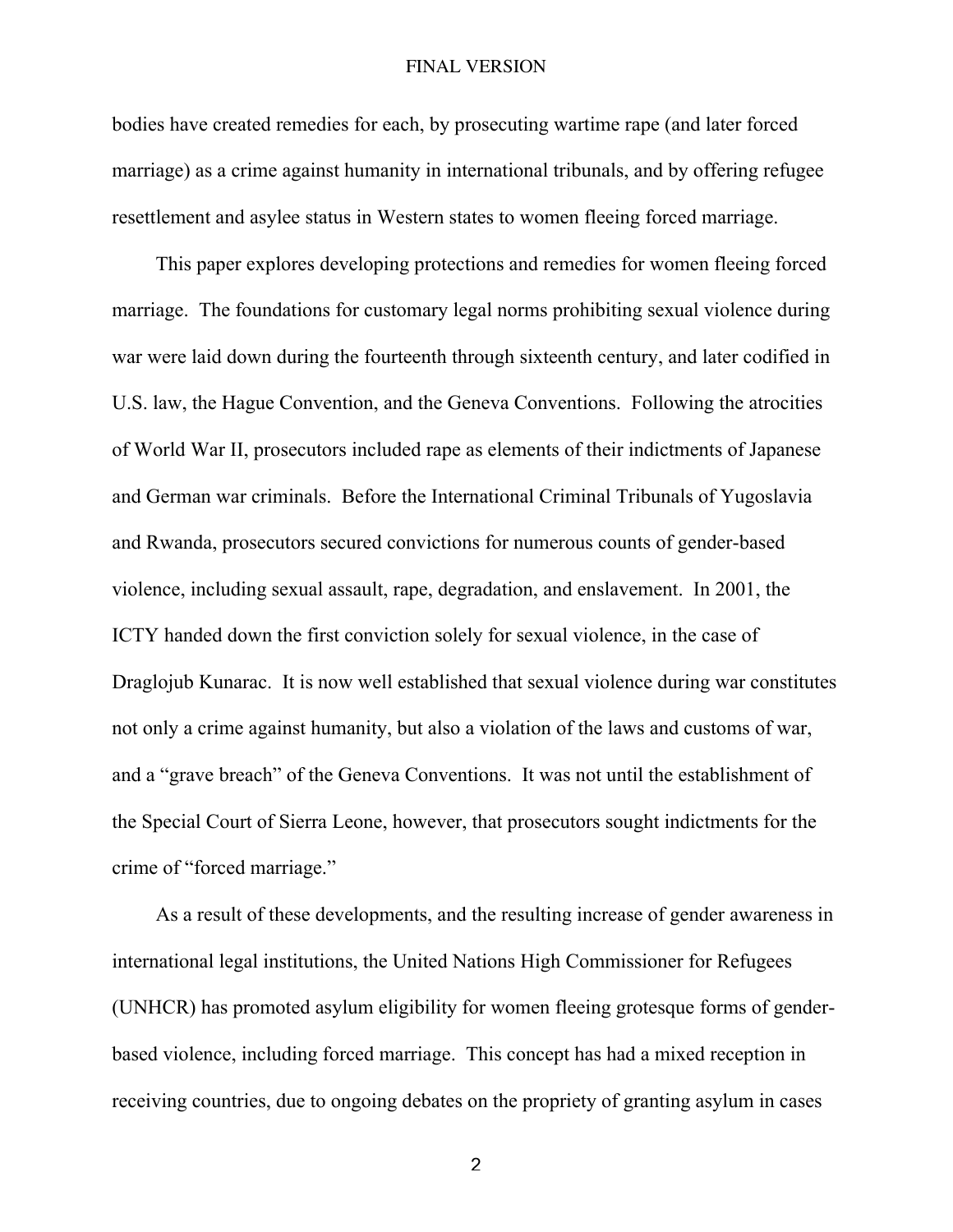bodies have created remedies for each, by prosecuting wartime rape (and later forced marriage) as a crime against humanity in international tribunals, and by offering refugee resettlement and asylee status in Western states to women fleeing forced marriage.

This paper explores developing protections and remedies for women fleeing forced marriage. The foundations for customary legal norms prohibiting sexual violence during war were laid down during the fourteenth through sixteenth century, and later codified in U.S. law, the Hague Convention, and the Geneva Conventions. Following the atrocities of World War II, prosecutors included rape as elements of their indictments of Japanese and German war criminals. Before the International Criminal Tribunals of Yugoslavia and Rwanda, prosecutors secured convictions for numerous counts of gender-based violence, including sexual assault, rape, degradation, and enslavement. In 2001, the ICTY handed down the first conviction solely for sexual violence, in the case of Draglojub Kunarac. It is now well established that sexual violence during war constitutes not only a crime against humanity, but also a violation of the laws and customs of war, and a "grave breach" of the Geneva Conventions. It was not until the establishment of the Special Court of Sierra Leone, however, that prosecutors sought indictments for the crime of "forced marriage."

As a result of these developments, and the resulting increase of gender awareness in international legal institutions, the United Nations High Commissioner for Refugees (UNHCR) has promoted asylum eligibility for women fleeing grotesque forms of gender-based violence, including forced marriage. This concept has had a mixed reception in receiving countries, due to ongoing debates on the propriety of granting asylum in cases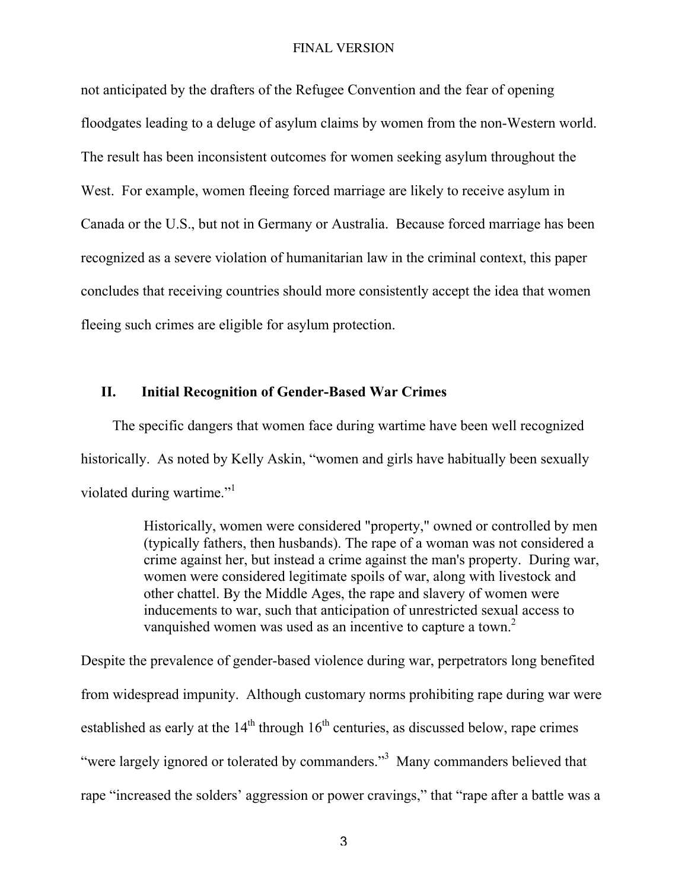not anticipated by the drafters of the Refugee Convention and the fear of opening floodgates leading to a deluge of asylum claims by women from the non-Western world. The result has been inconsistent outcomes for women seeking asylum throughout the West. For example, women fleeing forced marriage are likely to receive asylum in Canada or the U.S., but not in Germany or Australia. Because forced marriage has been recognized as a severe violation of humanitarian law in the criminal context, this paper concludes that receiving countries should more consistently accept the idea that women fleeing such crimes are eligible for asylum protection.

## II. Initial Recognition of Gender-Based War Crimes

The specific dangers that women face during wartime have been well recognized historically. As noted by Kelly Askin, "women and girls have habitually been sexually violated during wartime."[1]

> Historically, women were considered "property," owned or controlled by men (typically fathers, then husbands). The rape of a woman was not considered a crime against her, but instead a crime against the man's property. During war, women were considered legitimate spoils of war, along with livestock and other chattel. By the Middle Ages, the rape and slavery of women were inducements to war, such that anticipation of unrestricted sexual access to vanquished women was used as an incentive to capture a town.[2]

Despite the prevalence of gender-based violence during war, perpetrators long benefited from widespread impunity. Although customary norms prohibiting rape during war were established as early at the 14th through 16th centuries, as discussed below, rape crimes "were largely ignored or tolerated by commanders."[3] Many commanders believed that rape "increased the solders' aggression or power cravings," that "rape after a battle was a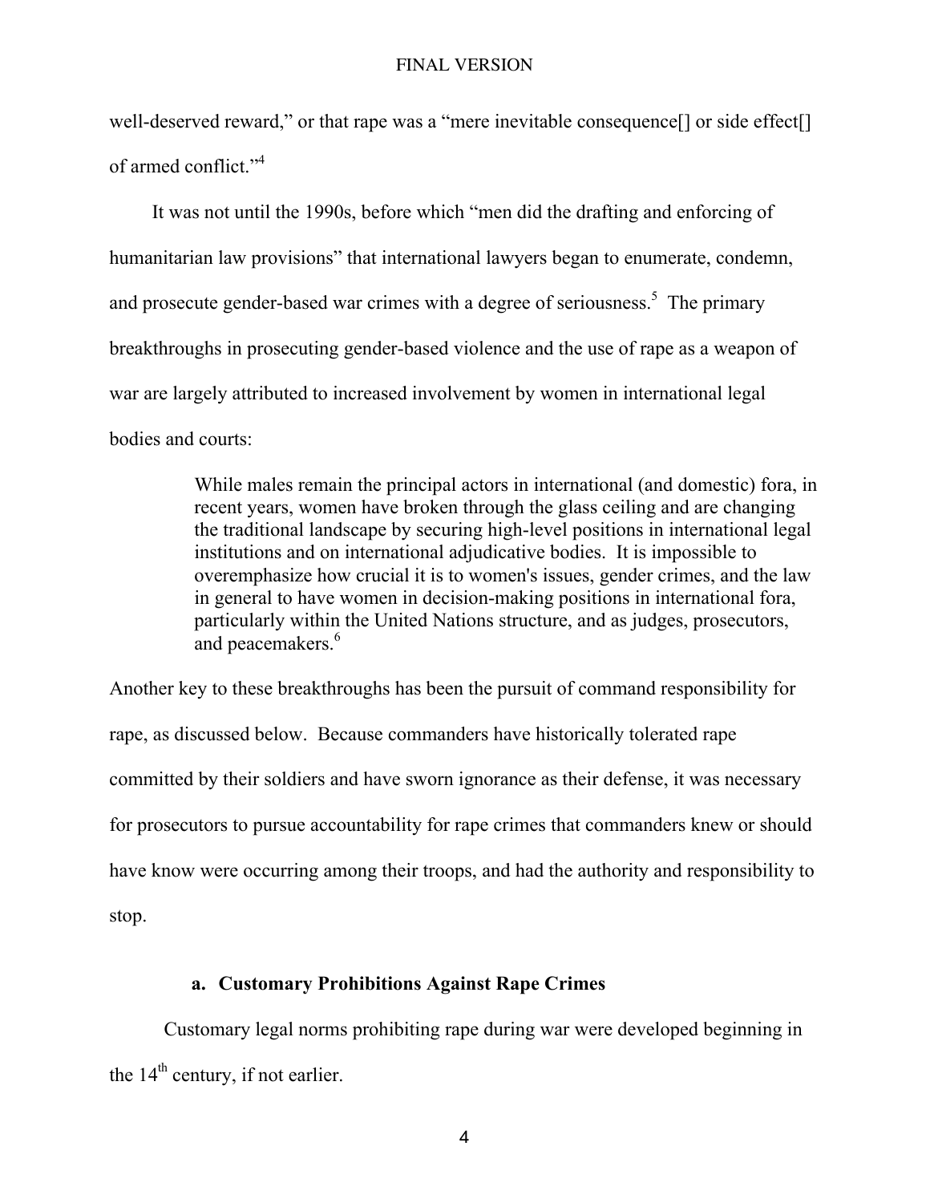well-deserved reward," or that rape was a "mere inevitable consequence[] or side effect[] of armed conflict."[4]

It was not until the 1990s, before which "men did the drafting and enforcing of humanitarian law provisions" that international lawyers began to enumerate, condemn, and prosecute gender-based war crimes with a degree of seriousness.[5] The primary breakthroughs in prosecuting gender-based violence and the use of rape as a weapon of war are largely attributed to increased involvement by women in international legal bodies and courts:

> While males remain the principal actors in international (and domestic) fora, in recent years, women have broken through the glass ceiling and are changing the traditional landscape by securing high-level positions in international legal institutions and on international adjudicative bodies. It is impossible to overemphasize how crucial it is to women's issues, gender crimes, and the law in general to have women in decision-making positions in international fora, particularly within the United Nations structure, and as judges, prosecutors, and peacemakers.[6]

Another key to these breakthroughs has been the pursuit of command responsibility for rape, as discussed below. Because commanders have historically tolerated rape committed by their soldiers and have sworn ignorance as their defense, it was necessary for prosecutors to pursue accountability for rape crimes that commanders knew or should have know were occurring among their troops, and had the authority and responsibility to stop.

### a. Customary Prohibitions Against Rape Crimes

Customary legal norms prohibiting rape during war were developed beginning in the 14th century, if not earlier.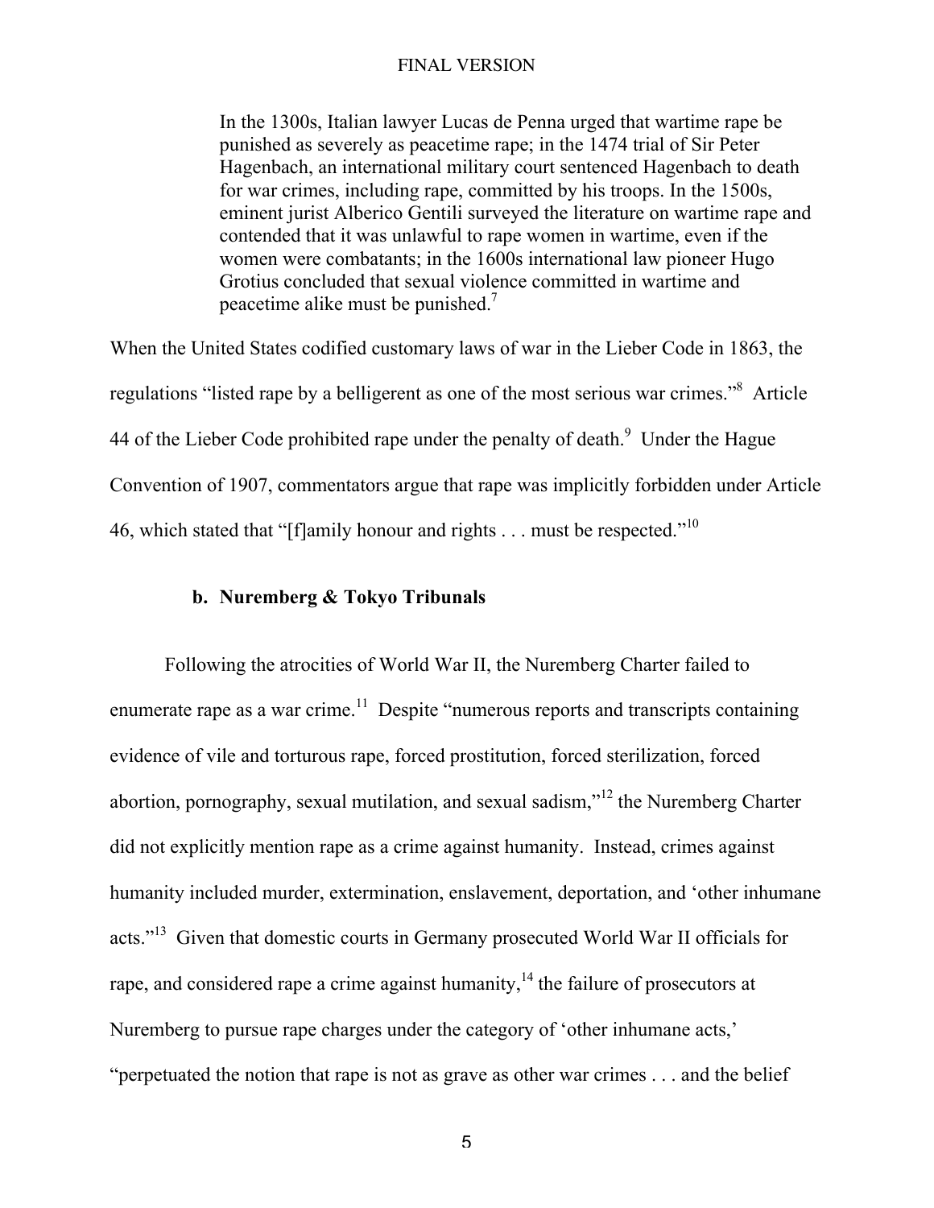> In the 1300s, Italian lawyer Lucas de Penna urged that wartime rape be punished as severely as peacetime rape; in the 1474 trial of Sir Peter Hagenbach, an international military court sentenced Hagenbach to death for war crimes, including rape, committed by his troops. In the 1500s, eminent jurist Alberico Gentili surveyed the literature on wartime rape and contended that it was unlawful to rape women in wartime, even if the women were combatants; in the 1600s international law pioneer Hugo Grotius concluded that sexual violence committed in wartime and peacetime alike must be punished.[7]

When the United States codified customary laws of war in the Lieber Code in 1863, the regulations "listed rape by a belligerent as one of the most serious war crimes."[8] Article 44 of the Lieber Code prohibited rape under the penalty of death.[9] Under the Hague Convention of 1907, commentators argue that rape was implicitly forbidden under Article 46, which stated that "[f]amily honour and rights . . . must be respected."[10]

### b. Nuremberg & Tokyo Tribunals

Following the atrocities of World War II, the Nuremberg Charter failed to enumerate rape as a war crime.[11] Despite "numerous reports and transcripts containing evidence of vile and torturous rape, forced prostitution, forced sterilization, forced abortion, pornography, sexual mutilation, and sexual sadism,"[12] the Nuremberg Charter did not explicitly mention rape as a crime against humanity. Instead, crimes against humanity included murder, extermination, enslavement, deportation, and 'other inhumane acts."[13] Given that domestic courts in Germany prosecuted World War II officials for rape, and considered rape a crime against humanity,[14] the failure of prosecutors at Nuremberg to pursue rape charges under the category of 'other inhumane acts,' "perpetuated the notion that rape is not as grave as other war crimes . . . and the belief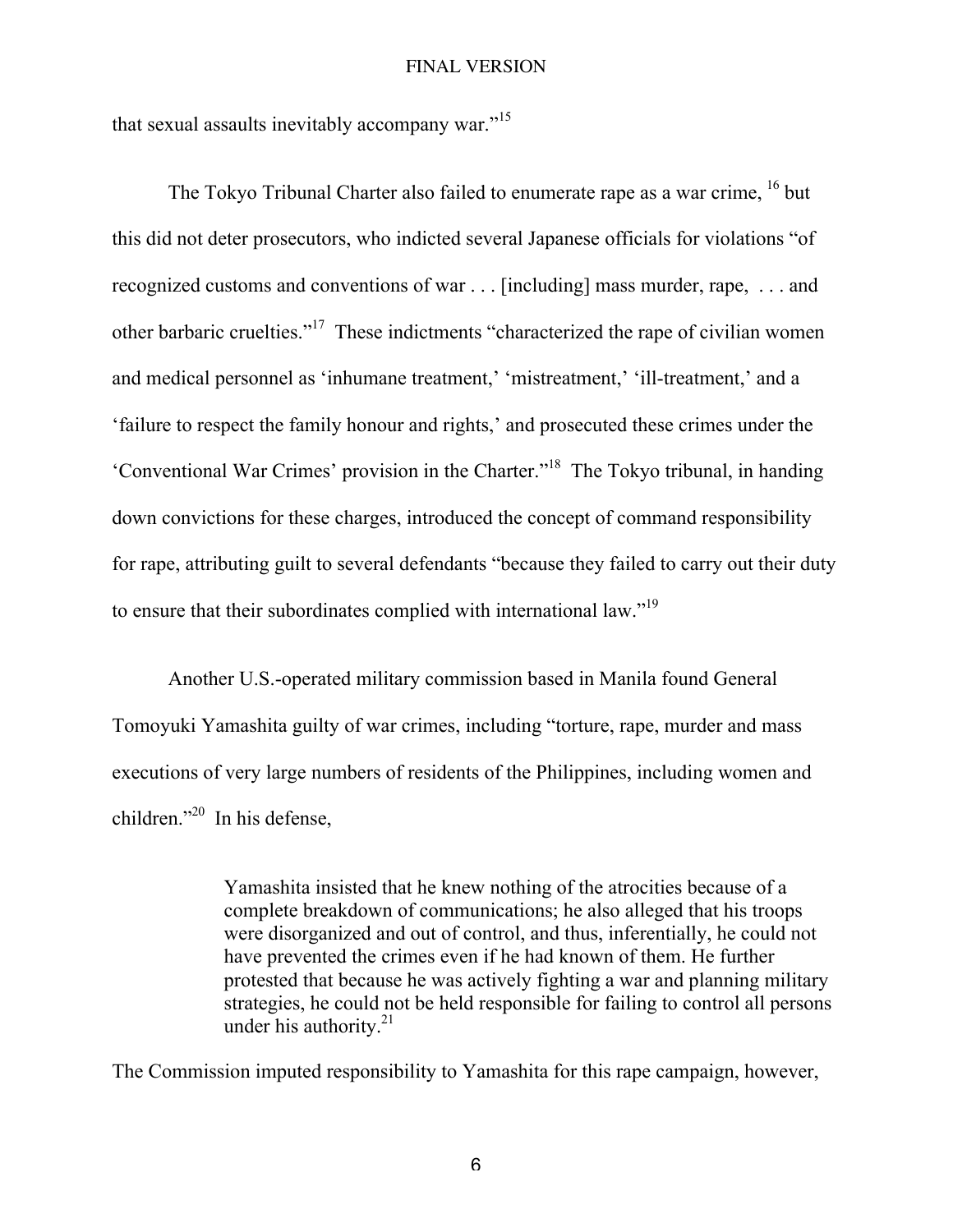that sexual assaults inevitably accompany war."[15]

The Tokyo Tribunal Charter also failed to enumerate rape as a war crime, [16] but this did not deter prosecutors, who indicted several Japanese officials for violations "of recognized customs and conventions of war . . . [including] mass murder, rape, . . . and other barbaric cruelties."[17] These indictments "characterized the rape of civilian women and medical personnel as 'inhumane treatment,' 'mistreatment,' 'ill-treatment,' and a 'failure to respect the family honour and rights,' and prosecuted these crimes under the 'Conventional War Crimes' provision in the Charter."[18] The Tokyo tribunal, in handing down convictions for these charges, introduced the concept of command responsibility for rape, attributing guilt to several defendants "because they failed to carry out their duty to ensure that their subordinates complied with international law."[19]

Another U.S.-operated military commission based in Manila found General Tomoyuki Yamashita guilty of war crimes, including "torture, rape, murder and mass executions of very large numbers of residents of the Philippines, including women and children."[20] In his defense,

> Yamashita insisted that he knew nothing of the atrocities because of a complete breakdown of communications; he also alleged that his troops were disorganized and out of control, and thus, inferentially, he could not have prevented the crimes even if he had known of them. He further protested that because he was actively fighting a war and planning military strategies, he could not be held responsible for failing to control all persons under his authority.[21]

The Commission imputed responsibility to Yamashita for this rape campaign, however,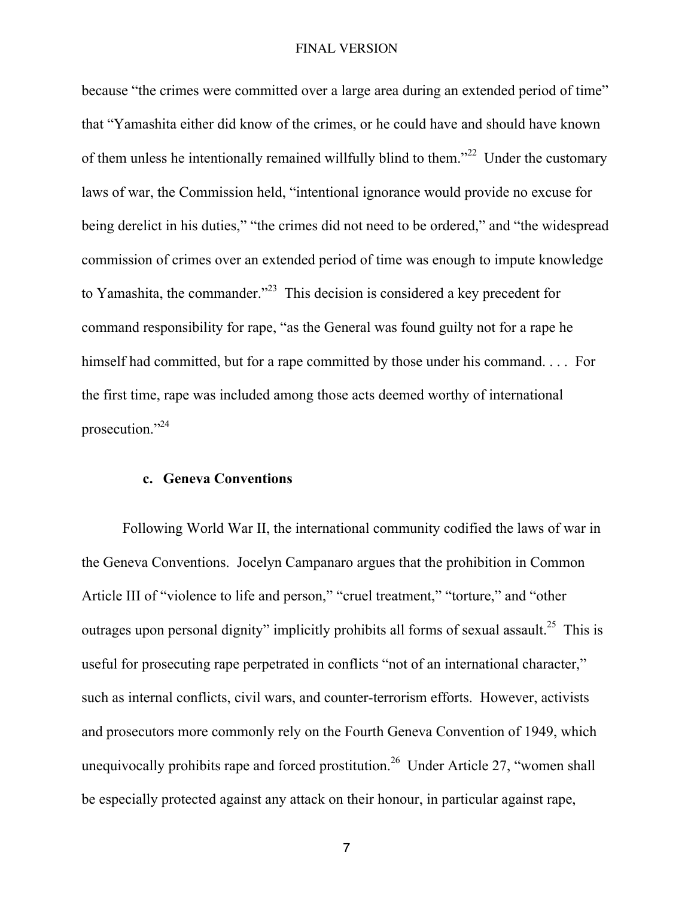because "the crimes were committed over a large area during an extended period of time" that "Yamashita either did know of the crimes, or he could have and should have known of them unless he intentionally remained willfully blind to them."[22] Under the customary laws of war, the Commission held, "intentional ignorance would provide no excuse for being derelict in his duties," "the crimes did not need to be ordered," and "the widespread commission of crimes over an extended period of time was enough to impute knowledge to Yamashita, the commander."[23] This decision is considered a key precedent for command responsibility for rape, "as the General was found guilty not for a rape he himself had committed, but for a rape committed by those under his command. . . . For the first time, rape was included among those acts deemed worthy of international prosecution."[24]

### c. Geneva Conventions

Following World War II, the international community codified the laws of war in the Geneva Conventions. Jocelyn Campanaro argues that the prohibition in Common Article III of "violence to life and person," "cruel treatment," "torture," and "other outrages upon personal dignity" implicitly prohibits all forms of sexual assault.[25] This is useful for prosecuting rape perpetrated in conflicts "not of an international character," such as internal conflicts, civil wars, and counter-terrorism efforts. However, activists and prosecutors more commonly rely on the Fourth Geneva Convention of 1949, which unequivocally prohibits rape and forced prostitution.[26] Under Article 27, "women shall be especially protected against any attack on their honour, in particular against rape,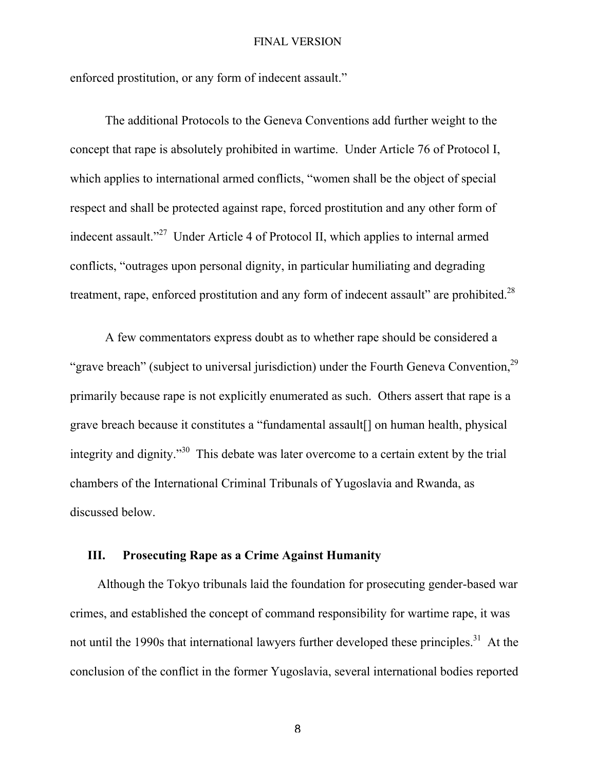enforced prostitution, or any form of indecent assault."

The additional Protocols to the Geneva Conventions add further weight to the concept that rape is absolutely prohibited in wartime. Under Article 76 of Protocol I, which applies to international armed conflicts, "women shall be the object of special respect and shall be protected against rape, forced prostitution and any other form of indecent assault."[27] Under Article 4 of Protocol II, which applies to internal armed conflicts, "outrages upon personal dignity, in particular humiliating and degrading treatment, rape, enforced prostitution and any form of indecent assault" are prohibited.[28]

A few commentators express doubt as to whether rape should be considered a "grave breach" (subject to universal jurisdiction) under the Fourth Geneva Convention,[29] primarily because rape is not explicitly enumerated as such. Others assert that rape is a grave breach because it constitutes a "fundamental assault[] on human health, physical integrity and dignity."[30] This debate was later overcome to a certain extent by the trial chambers of the International Criminal Tribunals of Yugoslavia and Rwanda, as discussed below.

## III. Prosecuting Rape as a Crime Against Humanity

Although the Tokyo tribunals laid the foundation for prosecuting gender-based war crimes, and established the concept of command responsibility for wartime rape, it was not until the 1990s that international lawyers further developed these principles.[31] At the conclusion of the conflict in the former Yugoslavia, several international bodies reported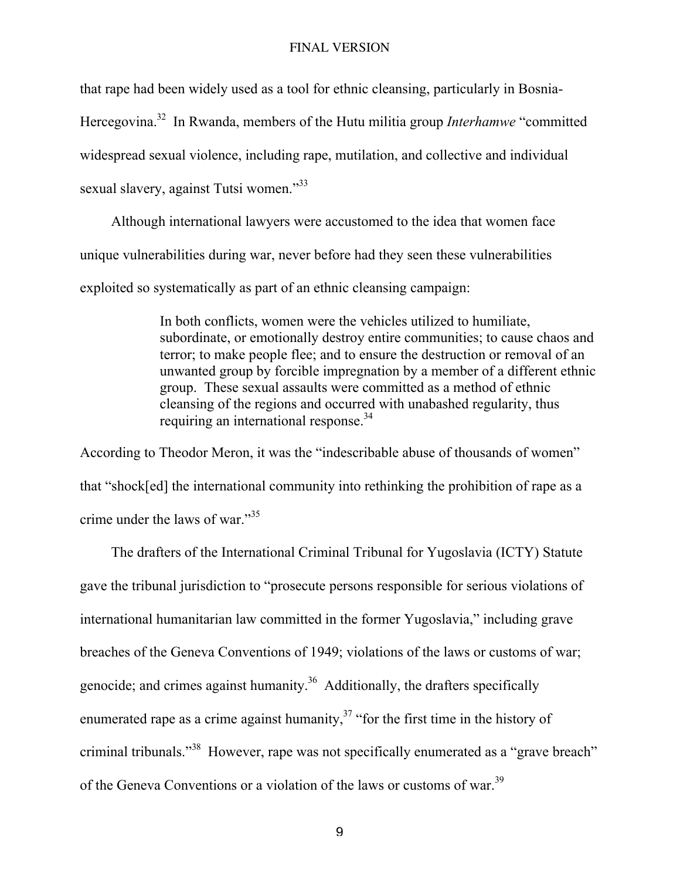that rape had been widely used as a tool for ethnic cleansing, particularly in Bosnia-Hercegovina.[32] In Rwanda, members of the Hutu militia group *Interhamwe* "committed widespread sexual violence, including rape, mutilation, and collective and individual sexual slavery, against Tutsi women."[33]

Although international lawyers were accustomed to the idea that women face unique vulnerabilities during war, never before had they seen these vulnerabilities exploited so systematically as part of an ethnic cleansing campaign:

> In both conflicts, women were the vehicles utilized to humiliate, subordinate, or emotionally destroy entire communities; to cause chaos and terror; to make people flee; and to ensure the destruction or removal of an unwanted group by forcible impregnation by a member of a different ethnic group. These sexual assaults were committed as a method of ethnic cleansing of the regions and occurred with unabashed regularity, thus requiring an international response.[34]

According to Theodor Meron, it was the "indescribable abuse of thousands of women" that "shock[ed] the international community into rethinking the prohibition of rape as a crime under the laws of war."[35]

The drafters of the International Criminal Tribunal for Yugoslavia (ICTY) Statute gave the tribunal jurisdiction to "prosecute persons responsible for serious violations of international humanitarian law committed in the former Yugoslavia," including grave breaches of the Geneva Conventions of 1949; violations of the laws or customs of war; genocide; and crimes against humanity.[36] Additionally, the drafters specifically enumerated rape as a crime against humanity,[37] "for the first time in the history of criminal tribunals."[38] However, rape was not specifically enumerated as a "grave breach" of the Geneva Conventions or a violation of the laws or customs of war.[39]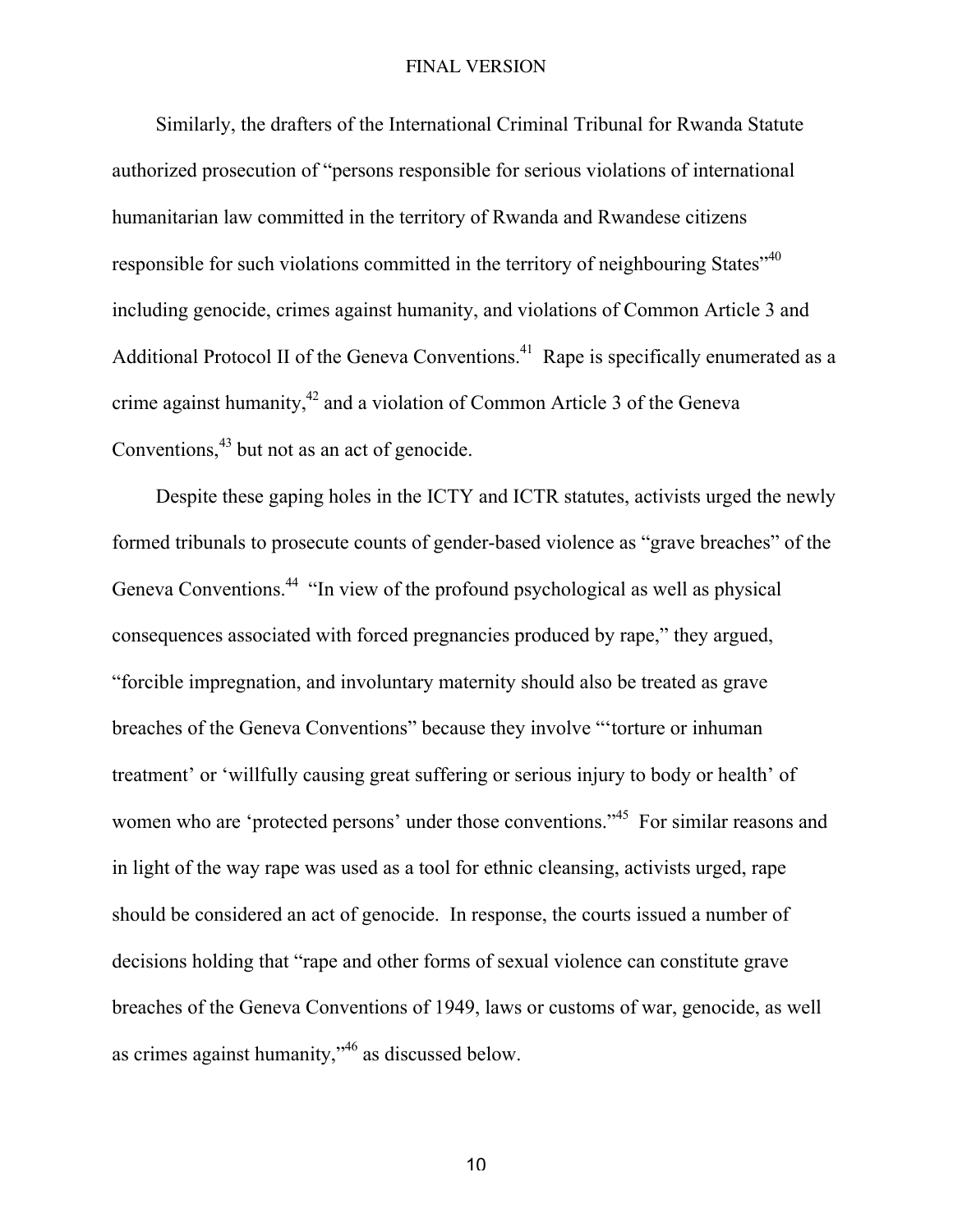Similarly, the drafters of the International Criminal Tribunal for Rwanda Statute authorized prosecution of "persons responsible for serious violations of international humanitarian law committed in the territory of Rwanda and Rwandese citizens responsible for such violations committed in the territory of neighbouring States"[40] including genocide, crimes against humanity, and violations of Common Article 3 and Additional Protocol II of the Geneva Conventions.[41] Rape is specifically enumerated as a crime against humanity,[42] and a violation of Common Article 3 of the Geneva Conventions,[43] but not as an act of genocide.

Despite these gaping holes in the ICTY and ICTR statutes, activists urged the newly formed tribunals to prosecute counts of gender-based violence as "grave breaches" of the Geneva Conventions.[44] "In view of the profound psychological as well as physical consequences associated with forced pregnancies produced by rape," they argued, "forcible impregnation, and involuntary maternity should also be treated as grave breaches of the Geneva Conventions" because they involve "'torture or inhuman treatment' or 'willfully causing great suffering or serious injury to body or health' of women who are 'protected persons' under those conventions."[45] For similar reasons and in light of the way rape was used as a tool for ethnic cleansing, activists urged, rape should be considered an act of genocide. In response, the courts issued a number of decisions holding that "rape and other forms of sexual violence can constitute grave breaches of the Geneva Conventions of 1949, laws or customs of war, genocide, as well as crimes against humanity,"[46] as discussed below.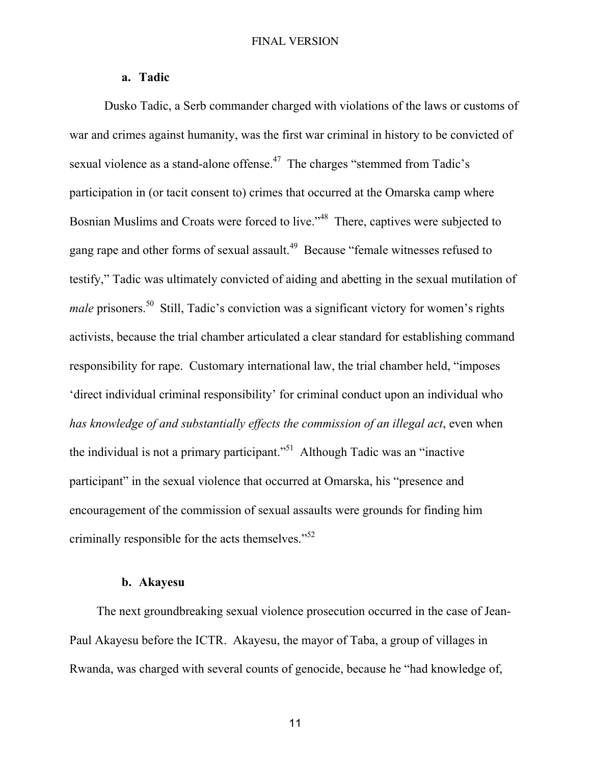### a. Tadic

Dusko Tadic, a Serb commander charged with violations of the laws or customs of war and crimes against humanity, was the first war criminal in history to be convicted of sexual violence as a stand-alone offense.[47] The charges "stemmed from Tadic's participation in (or tacit consent to) crimes that occurred at the Omarska camp where Bosnian Muslims and Croats were forced to live."[48] There, captives were subjected to gang rape and other forms of sexual assault.[49] Because "female witnesses refused to testify," Tadic was ultimately convicted of aiding and abetting in the sexual mutilation of *male* prisoners.[50] Still, Tadic's conviction was a significant victory for women's rights activists, because the trial chamber articulated a clear standard for establishing command responsibility for rape. Customary international law, the trial chamber held, "imposes 'direct individual criminal responsibility' for criminal conduct upon an individual who *has knowledge of and substantially effects the commission of an illegal act*, even when the individual is not a primary participant."[51] Although Tadic was an "inactive participant" in the sexual violence that occurred at Omarska, his "presence and encouragement of the commission of sexual assaults were grounds for finding him criminally responsible for the acts themselves."[52]

### b. Akayesu

The next groundbreaking sexual violence prosecution occurred in the case of Jean-Paul Akayesu before the ICTR. Akayesu, the mayor of Taba, a group of villages in Rwanda, was charged with several counts of genocide, because he "had knowledge of,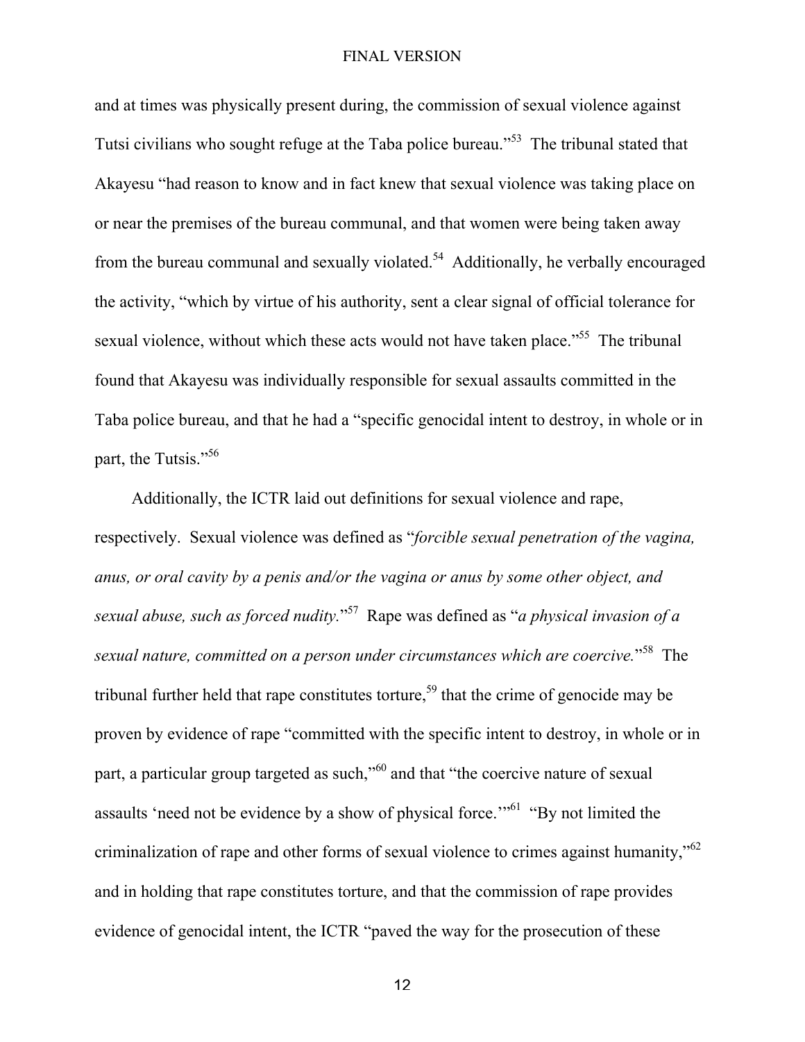and at times was physically present during, the commission of sexual violence against Tutsi civilians who sought refuge at the Taba police bureau."[53] The tribunal stated that Akayesu "had reason to know and in fact knew that sexual violence was taking place on or near the premises of the bureau communal, and that women were being taken away from the bureau communal and sexually violated.[54] Additionally, he verbally encouraged the activity, "which by virtue of his authority, sent a clear signal of official tolerance for sexual violence, without which these acts would not have taken place."[55] The tribunal found that Akayesu was individually responsible for sexual assaults committed in the Taba police bureau, and that he had a "specific genocidal intent to destroy, in whole or in part, the Tutsis."[56]

Additionally, the ICTR laid out definitions for sexual violence and rape, respectively. Sexual violence was defined as "*forcible sexual penetration of the vagina, anus, or oral cavity by a penis and/or the vagina or anus by some other object, and sexual abuse, such as forced nudity.*"[57] Rape was defined as "*a physical invasion of a sexual nature, committed on a person under circumstances which are coercive.*"[58] The tribunal further held that rape constitutes torture,[59] that the crime of genocide may be proven by evidence of rape "committed with the specific intent to destroy, in whole or in part, a particular group targeted as such,"[60] and that "the coercive nature of sexual assaults 'need not be evidence by a show of physical force.'"[61] "By not limited the criminalization of rape and other forms of sexual violence to crimes against humanity,"[62] and in holding that rape constitutes torture, and that the commission of rape provides evidence of genocidal intent, the ICTR "paved the way for the prosecution of these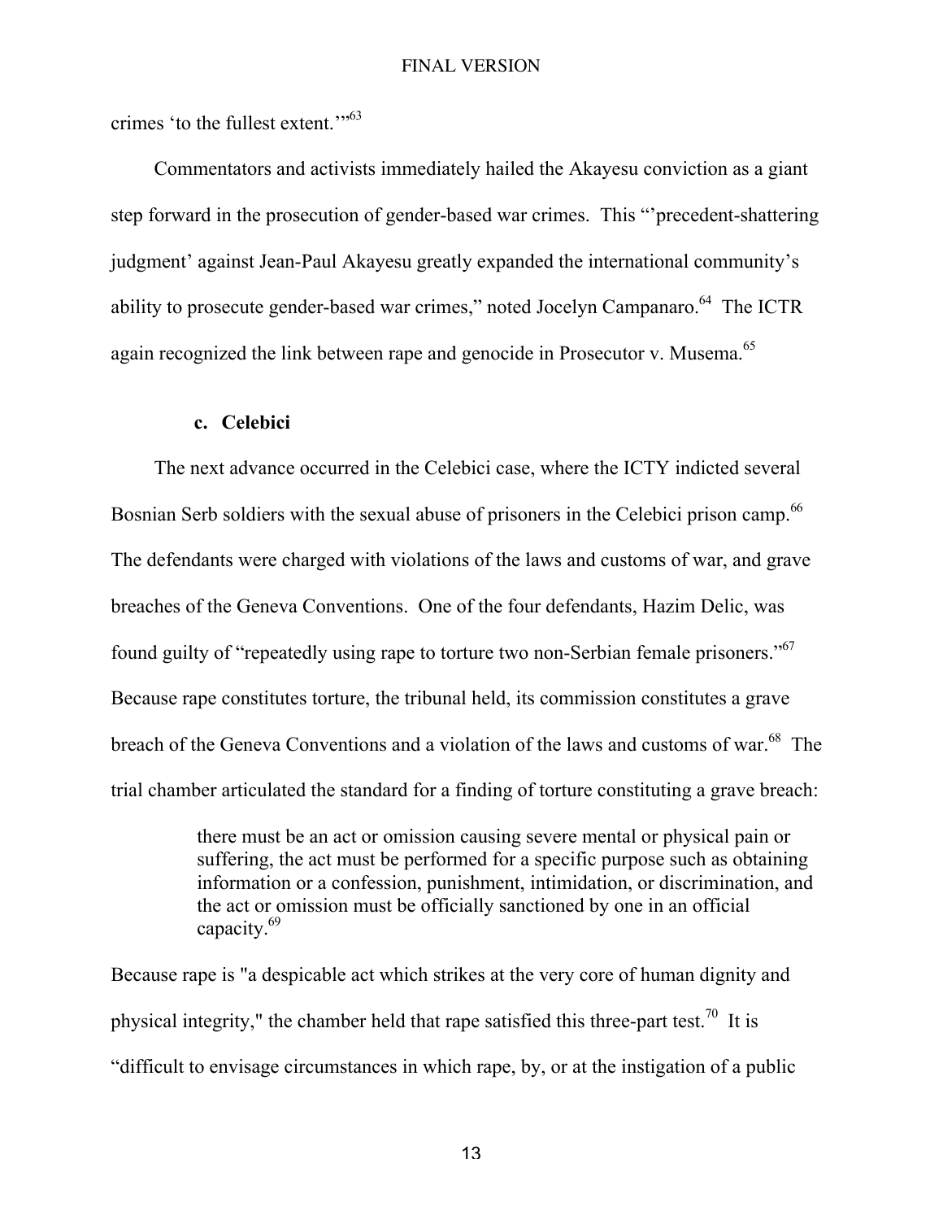crimes 'to the fullest extent.'"[63]

Commentators and activists immediately hailed the Akayesu conviction as a giant step forward in the prosecution of gender-based war crimes. This "'precedent-shattering judgment' against Jean-Paul Akayesu greatly expanded the international community's ability to prosecute gender-based war crimes," noted Jocelyn Campanaro.[64] The ICTR again recognized the link between rape and genocide in Prosecutor v. Musema.[65]

### c. Celebici

The next advance occurred in the Celebici case, where the ICTY indicted several Bosnian Serb soldiers with the sexual abuse of prisoners in the Celebici prison camp.[66] The defendants were charged with violations of the laws and customs of war, and grave breaches of the Geneva Conventions. One of the four defendants, Hazim Delic, was found guilty of "repeatedly using rape to torture two non-Serbian female prisoners."[67] Because rape constitutes torture, the tribunal held, its commission constitutes a grave breach of the Geneva Conventions and a violation of the laws and customs of war.[68] The trial chamber articulated the standard for a finding of torture constituting a grave breach:

> there must be an act or omission causing severe mental or physical pain or suffering, the act must be performed for a specific purpose such as obtaining information or a confession, punishment, intimidation, or discrimination, and the act or omission must be officially sanctioned by one in an official capacity.[69]

Because rape is "a despicable act which strikes at the very core of human dignity and physical integrity," the chamber held that rape satisfied this three-part test.[70] It is "difficult to envisage circumstances in which rape, by, or at the instigation of a public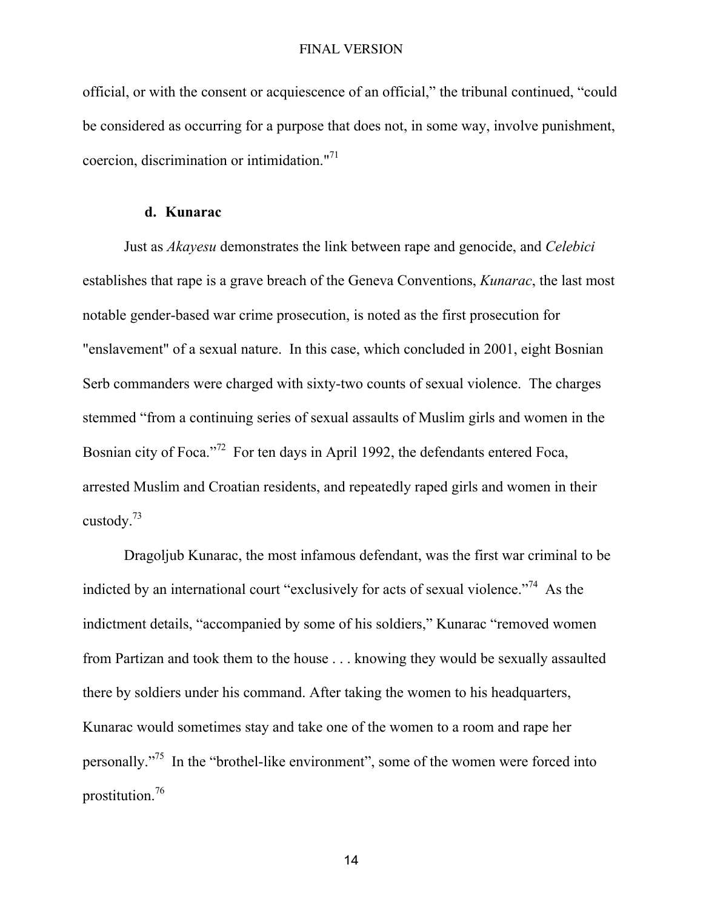official, or with the consent or acquiescence of an official," the tribunal continued, "could be considered as occurring for a purpose that does not, in some way, involve punishment, coercion, discrimination or intimidation."[71]

### d. Kunarac

Just as *Akayesu* demonstrates the link between rape and genocide, and *Celebici* establishes that rape is a grave breach of the Geneva Conventions, *Kunarac*, the last most notable gender-based war crime prosecution, is noted as the first prosecution for "enslavement" of a sexual nature. In this case, which concluded in 2001, eight Bosnian Serb commanders were charged with sixty-two counts of sexual violence. The charges stemmed "from a continuing series of sexual assaults of Muslim girls and women in the Bosnian city of Foca."[72] For ten days in April 1992, the defendants entered Foca, arrested Muslim and Croatian residents, and repeatedly raped girls and women in their custody.[73]

Dragoljub Kunarac, the most infamous defendant, was the first war criminal to be indicted by an international court "exclusively for acts of sexual violence."[74] As the indictment details, "accompanied by some of his soldiers," Kunarac "removed women from Partizan and took them to the house . . . knowing they would be sexually assaulted there by soldiers under his command. After taking the women to his headquarters, Kunarac would sometimes stay and take one of the women to a room and rape her personally."[75] In the "brothel-like environment", some of the women were forced into prostitution.[76]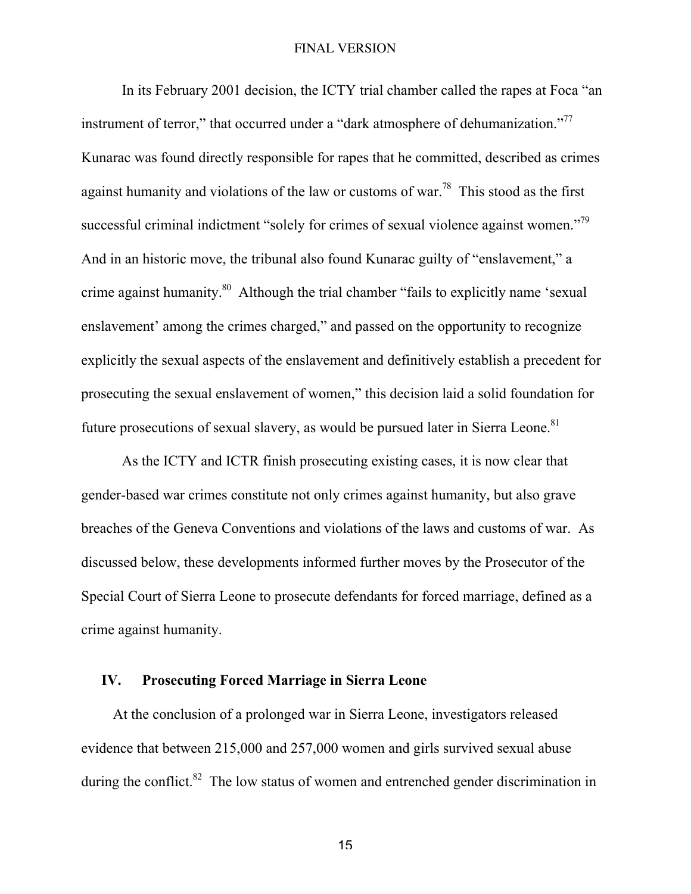In its February 2001 decision, the ICTY trial chamber called the rapes at Foca "an instrument of terror," that occurred under a "dark atmosphere of dehumanization."[77] Kunarac was found directly responsible for rapes that he committed, described as crimes against humanity and violations of the law or customs of war.[78] This stood as the first successful criminal indictment "solely for crimes of sexual violence against women."[79] And in an historic move, the tribunal also found Kunarac guilty of "enslavement," a crime against humanity.[80] Although the trial chamber "fails to explicitly name 'sexual enslavement' among the crimes charged," and passed on the opportunity to recognize explicitly the sexual aspects of the enslavement and definitively establish a precedent for prosecuting the sexual enslavement of women," this decision laid a solid foundation for future prosecutions of sexual slavery, as would be pursued later in Sierra Leone.[81]

As the ICTY and ICTR finish prosecuting existing cases, it is now clear that gender-based war crimes constitute not only crimes against humanity, but also grave breaches of the Geneva Conventions and violations of the laws and customs of war. As discussed below, these developments informed further moves by the Prosecutor of the Special Court of Sierra Leone to prosecute defendants for forced marriage, defined as a crime against humanity.

## IV. Prosecuting Forced Marriage in Sierra Leone

At the conclusion of a prolonged war in Sierra Leone, investigators released evidence that between 215,000 and 257,000 women and girls survived sexual abuse during the conflict.[82] The low status of women and entrenched gender discrimination in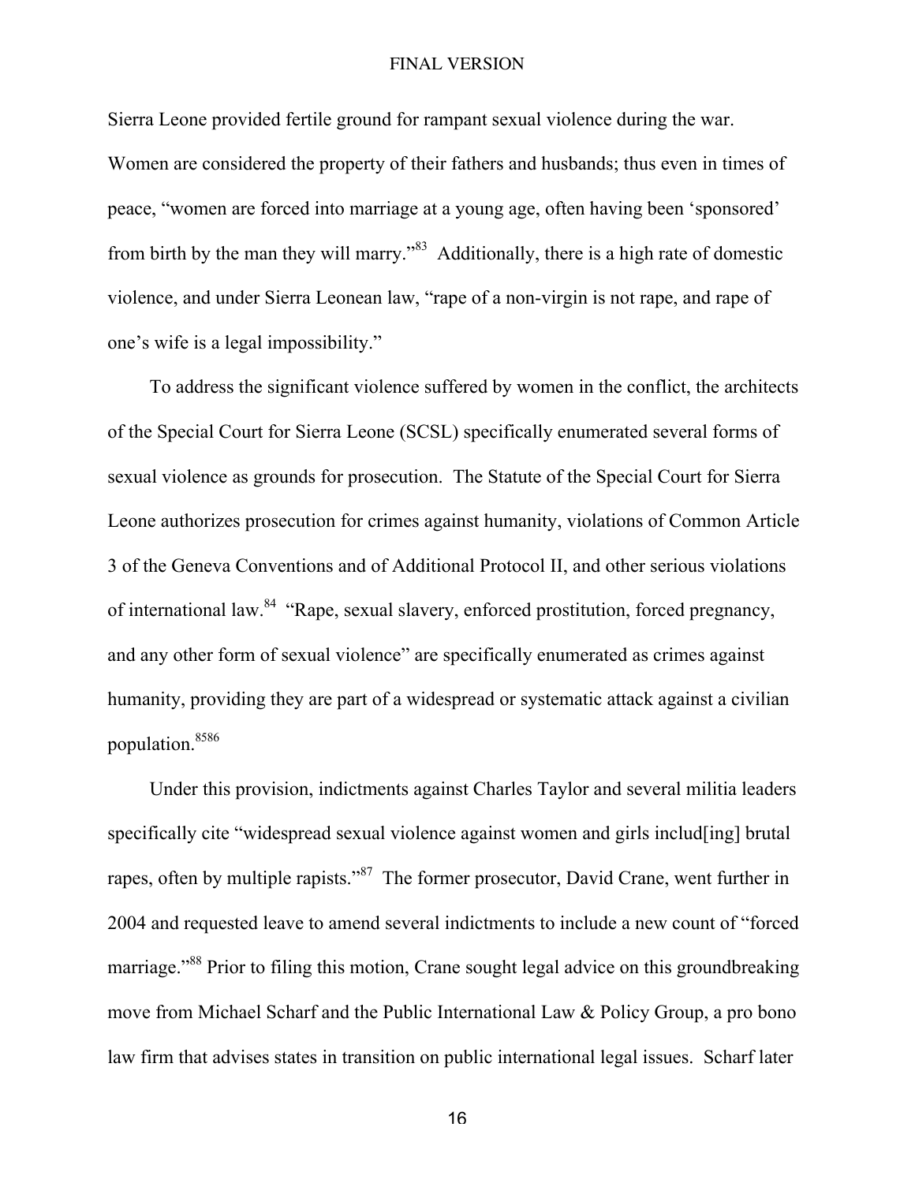Sierra Leone provided fertile ground for rampant sexual violence during the war. Women are considered the property of their fathers and husbands; thus even in times of peace, "women are forced into marriage at a young age, often having been 'sponsored' from birth by the man they will marry."[83] Additionally, there is a high rate of domestic violence, and under Sierra Leonean law, "rape of a non-virgin is not rape, and rape of one's wife is a legal impossibility."

To address the significant violence suffered by women in the conflict, the architects of the Special Court for Sierra Leone (SCSL) specifically enumerated several forms of sexual violence as grounds for prosecution. The Statute of the Special Court for Sierra Leone authorizes prosecution for crimes against humanity, violations of Common Article 3 of the Geneva Conventions and of Additional Protocol II, and other serious violations of international law.[84] "Rape, sexual slavery, enforced prostitution, forced pregnancy, and any other form of sexual violence" are specifically enumerated as crimes against humanity, providing they are part of a widespread or systematic attack against a civilian population.[85][86]

Under this provision, indictments against Charles Taylor and several militia leaders specifically cite "widespread sexual violence against women and girls includ[ing] brutal rapes, often by multiple rapists."[87] The former prosecutor, David Crane, went further in 2004 and requested leave to amend several indictments to include a new count of "forced marriage."[88] Prior to filing this motion, Crane sought legal advice on this groundbreaking move from Michael Scharf and the Public International Law & Policy Group, a pro bono law firm that advises states in transition on public international legal issues. Scharf later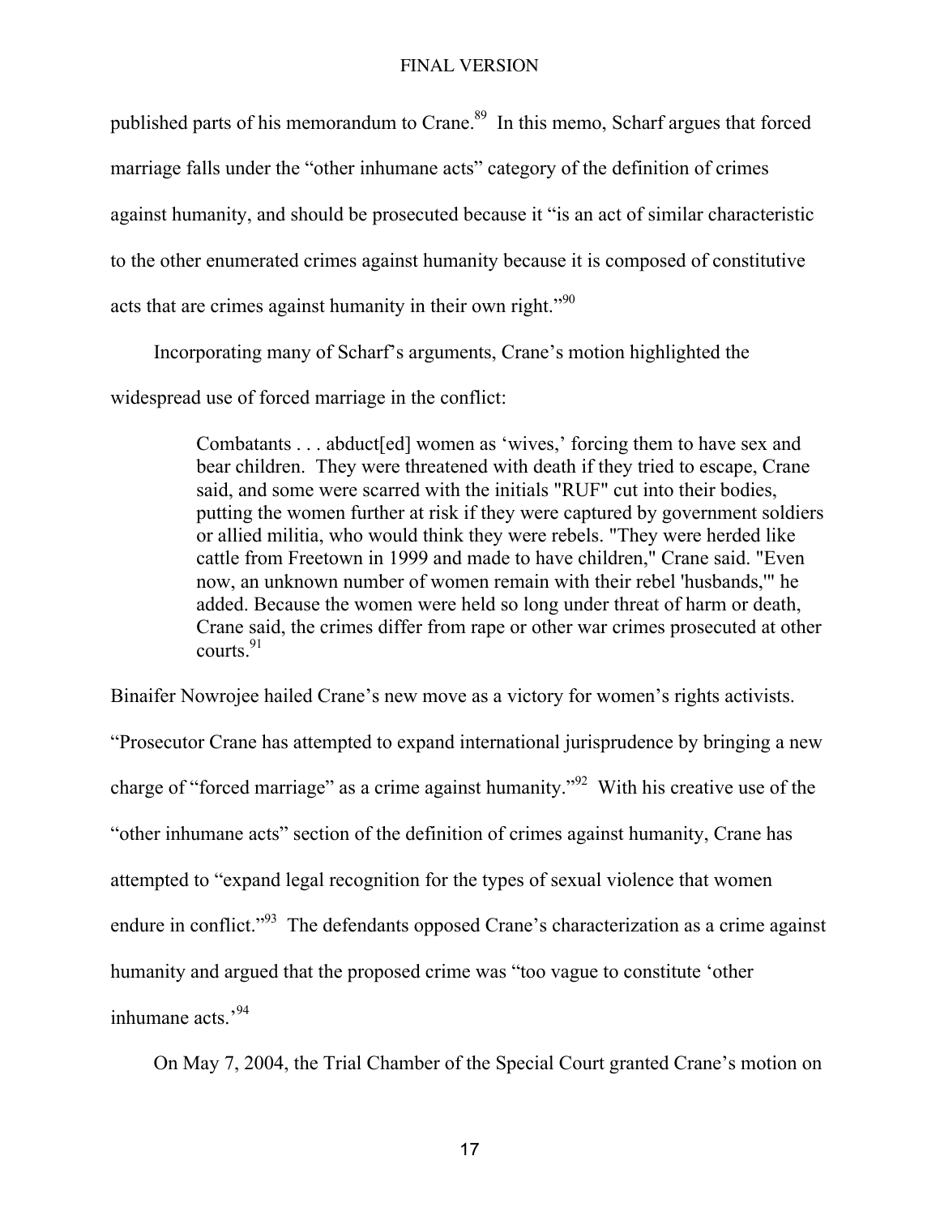published parts of his memorandum to Crane.[89] In this memo, Scharf argues that forced marriage falls under the "other inhumane acts" category of the definition of crimes against humanity, and should be prosecuted because it "is an act of similar characteristic to the other enumerated crimes against humanity because it is composed of constitutive acts that are crimes against humanity in their own right."[90]

Incorporating many of Scharf's arguments, Crane's motion highlighted the widespread use of forced marriage in the conflict:

> Combatants . . . abduct[ed] women as 'wives,' forcing them to have sex and bear children. They were threatened with death if they tried to escape, Crane said, and some were scarred with the initials "RUF" cut into their bodies, putting the women further at risk if they were captured by government soldiers or allied militia, who would think they were rebels. "They were herded like cattle from Freetown in 1999 and made to have children," Crane said. "Even now, an unknown number of women remain with their rebel 'husbands,'" he added. Because the women were held so long under threat of harm or death, Crane said, the crimes differ from rape or other war crimes prosecuted at other courts.[91]

Binaifer Nowrojee hailed Crane's new move as a victory for women's rights activists. "Prosecutor Crane has attempted to expand international jurisprudence by bringing a new charge of "forced marriage" as a crime against humanity."[92] With his creative use of the "other inhumane acts" section of the definition of crimes against humanity, Crane has attempted to "expand legal recognition for the types of sexual violence that women endure in conflict."[93] The defendants opposed Crane's characterization as a crime against humanity and argued that the proposed crime was "too vague to constitute 'other inhumane acts.'[94]

On May 7, 2004, the Trial Chamber of the Special Court granted Crane's motion on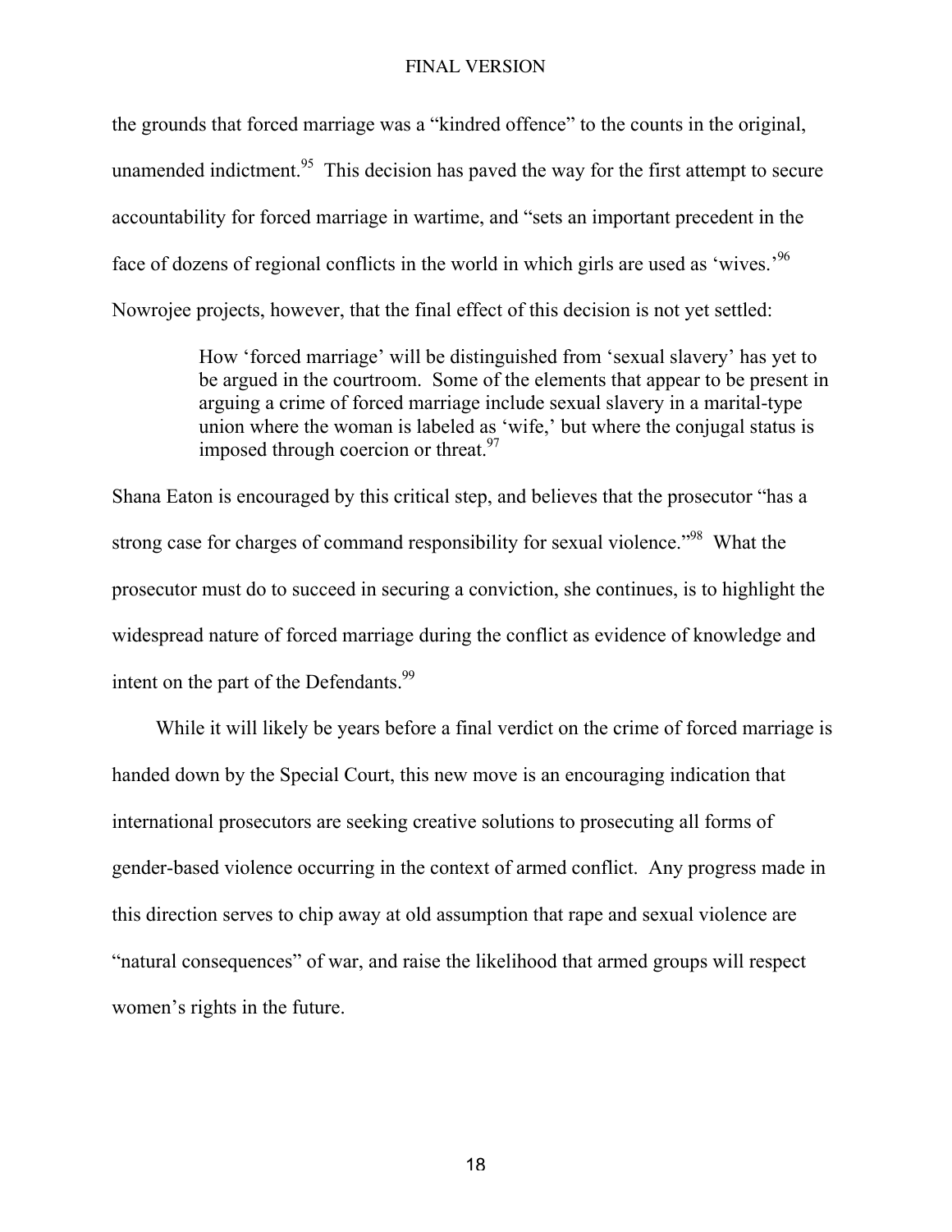the grounds that forced marriage was a "kindred offence" to the counts in the original, unamended indictment.[95] This decision has paved the way for the first attempt to secure accountability for forced marriage in wartime, and "sets an important precedent in the face of dozens of regional conflicts in the world in which girls are used as 'wives.'[96] Nowrojee projects, however, that the final effect of this decision is not yet settled:

> How 'forced marriage' will be distinguished from 'sexual slavery' has yet to be argued in the courtroom. Some of the elements that appear to be present in arguing a crime of forced marriage include sexual slavery in a marital-type union where the woman is labeled as 'wife,' but where the conjugal status is imposed through coercion or threat.[97]

Shana Eaton is encouraged by this critical step, and believes that the prosecutor "has a strong case for charges of command responsibility for sexual violence."[98] What the prosecutor must do to succeed in securing a conviction, she continues, is to highlight the widespread nature of forced marriage during the conflict as evidence of knowledge and intent on the part of the Defendants.[99]

While it will likely be years before a final verdict on the crime of forced marriage is handed down by the Special Court, this new move is an encouraging indication that international prosecutors are seeking creative solutions to prosecuting all forms of gender-based violence occurring in the context of armed conflict. Any progress made in this direction serves to chip away at old assumption that rape and sexual violence are "natural consequences" of war, and raise the likelihood that armed groups will respect women's rights in the future.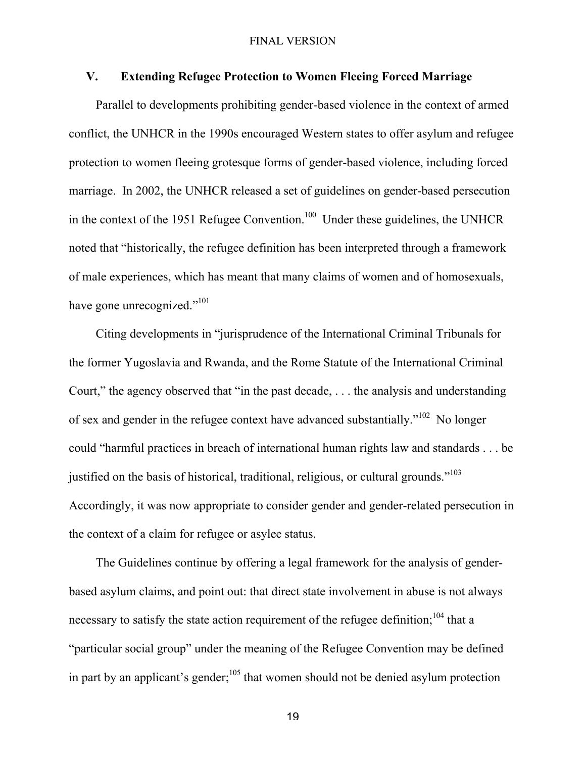## V. Extending Refugee Protection to Women Fleeing Forced Marriage

Parallel to developments prohibiting gender-based violence in the context of armed conflict, the UNHCR in the 1990s encouraged Western states to offer asylum and refugee protection to women fleeing grotesque forms of gender-based violence, including forced marriage. In 2002, the UNHCR released a set of guidelines on gender-based persecution in the context of the 1951 Refugee Convention.[100] Under these guidelines, the UNHCR noted that "historically, the refugee definition has been interpreted through a framework of male experiences, which has meant that many claims of women and of homosexuals, have gone unrecognized."[101]

Citing developments in "jurisprudence of the International Criminal Tribunals for the former Yugoslavia and Rwanda, and the Rome Statute of the International Criminal Court," the agency observed that "in the past decade, . . . the analysis and understanding of sex and gender in the refugee context have advanced substantially."[102] No longer could "harmful practices in breach of international human rights law and standards . . . be justified on the basis of historical, traditional, religious, or cultural grounds."[103] Accordingly, it was now appropriate to consider gender and gender-related persecution in the context of a claim for refugee or asylee status.

The Guidelines continue by offering a legal framework for the analysis of gender-based asylum claims, and point out: that direct state involvement in abuse is not always necessary to satisfy the state action requirement of the refugee definition;[104] that a "particular social group" under the meaning of the Refugee Convention may be defined in part by an applicant's gender;[105] that women should not be denied asylum protection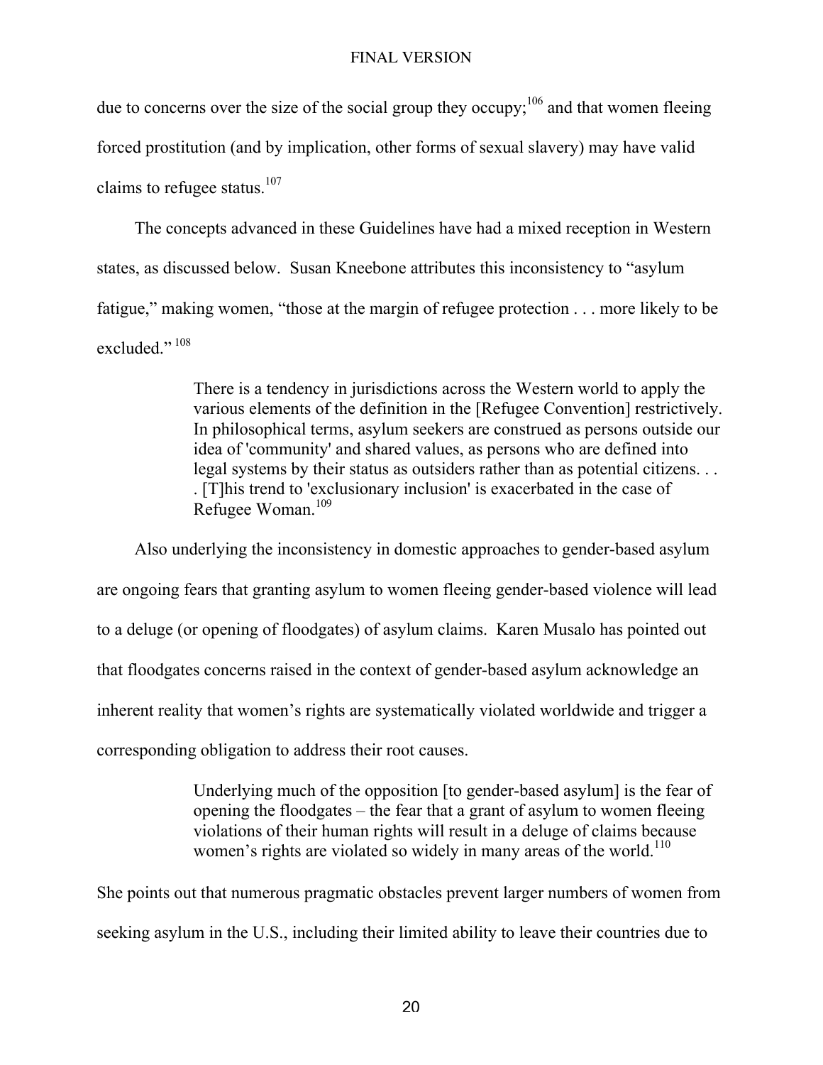due to concerns over the size of the social group they occupy;[106] and that women fleeing forced prostitution (and by implication, other forms of sexual slavery) may have valid claims to refugee status.[107]

The concepts advanced in these Guidelines have had a mixed reception in Western states, as discussed below. Susan Kneebone attributes this inconsistency to "asylum fatigue," making women, "those at the margin of refugee protection . . . more likely to be excluded."[108]

> There is a tendency in jurisdictions across the Western world to apply the various elements of the definition in the [Refugee Convention] restrictively. In philosophical terms, asylum seekers are construed as persons outside our idea of 'community' and shared values, as persons who are defined into legal systems by their status as outsiders rather than as potential citizens. . . . [T]his trend to 'exclusionary inclusion' is exacerbated in the case of Refugee Woman.[109]

Also underlying the inconsistency in domestic approaches to gender-based asylum are ongoing fears that granting asylum to women fleeing gender-based violence will lead to a deluge (or opening of floodgates) of asylum claims. Karen Musalo has pointed out that floodgates concerns raised in the context of gender-based asylum acknowledge an inherent reality that women's rights are systematically violated worldwide and trigger a corresponding obligation to address their root causes.

> Underlying much of the opposition [to gender-based asylum] is the fear of opening the floodgates – the fear that a grant of asylum to women fleeing violations of their human rights will result in a deluge of claims because women's rights are violated so widely in many areas of the world.[110]

She points out that numerous pragmatic obstacles prevent larger numbers of women from seeking asylum in the U.S., including their limited ability to leave their countries due to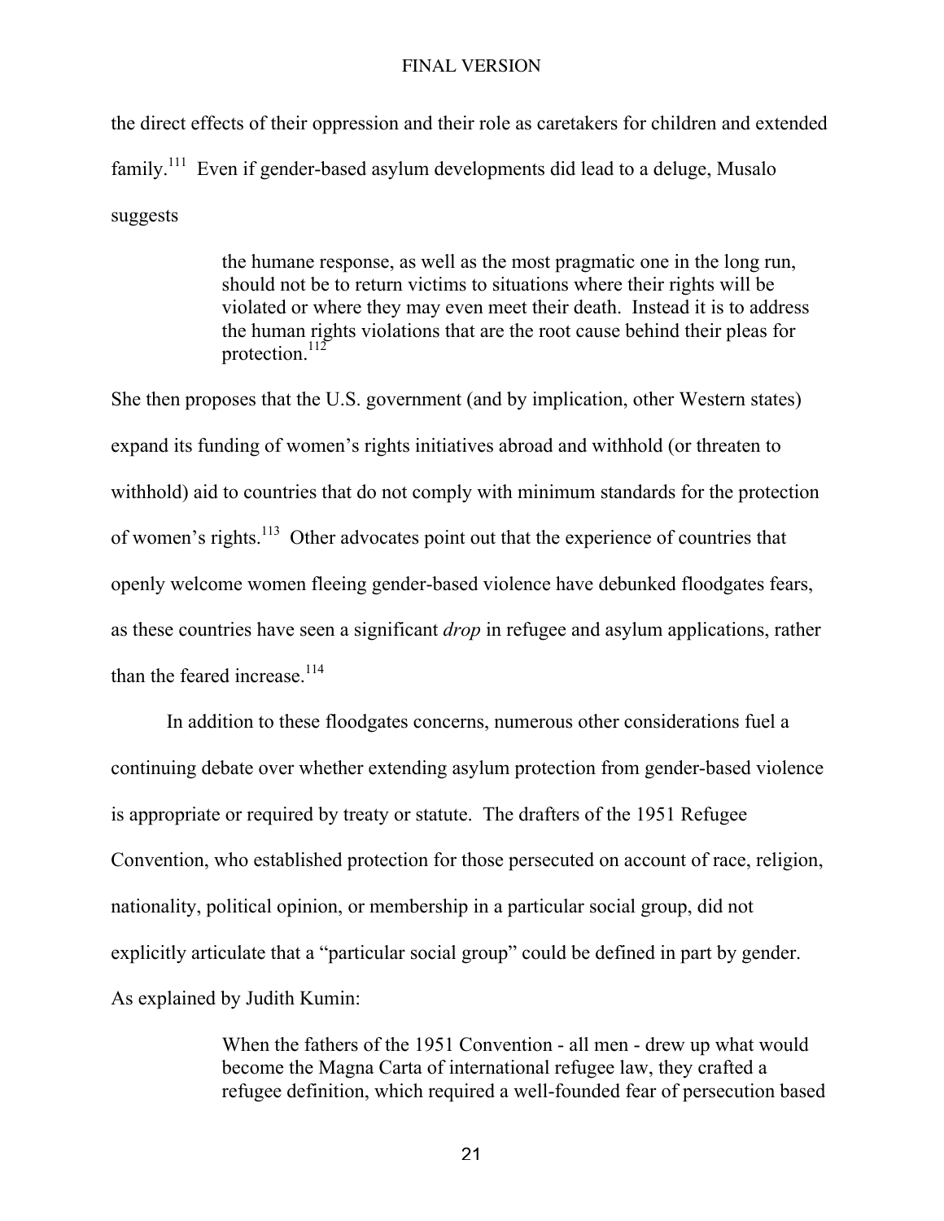the direct effects of their oppression and their role as caretakers for children and extended family.[111] Even if gender-based asylum developments did lead to a deluge, Musalo suggests

> the humane response, as well as the most pragmatic one in the long run, should not be to return victims to situations where their rights will be violated or where they may even meet their death. Instead it is to address the human rights violations that are the root cause behind their pleas for protection.[112]

She then proposes that the U.S. government (and by implication, other Western states) expand its funding of women's rights initiatives abroad and withhold (or threaten to withhold) aid to countries that do not comply with minimum standards for the protection of women's rights.[113] Other advocates point out that the experience of countries that openly welcome women fleeing gender-based violence have debunked floodgates fears, as these countries have seen a significant *drop* in refugee and asylum applications, rather than the feared increase.[114]

In addition to these floodgates concerns, numerous other considerations fuel a continuing debate over whether extending asylum protection from gender-based violence is appropriate or required by treaty or statute. The drafters of the 1951 Refugee Convention, who established protection for those persecuted on account of race, religion, nationality, political opinion, or membership in a particular social group, did not explicitly articulate that a "particular social group" could be defined in part by gender. As explained by Judith Kumin:

> When the fathers of the 1951 Convention - all men - drew up what would become the Magna Carta of international refugee law, they crafted a refugee definition, which required a well-founded fear of persecution based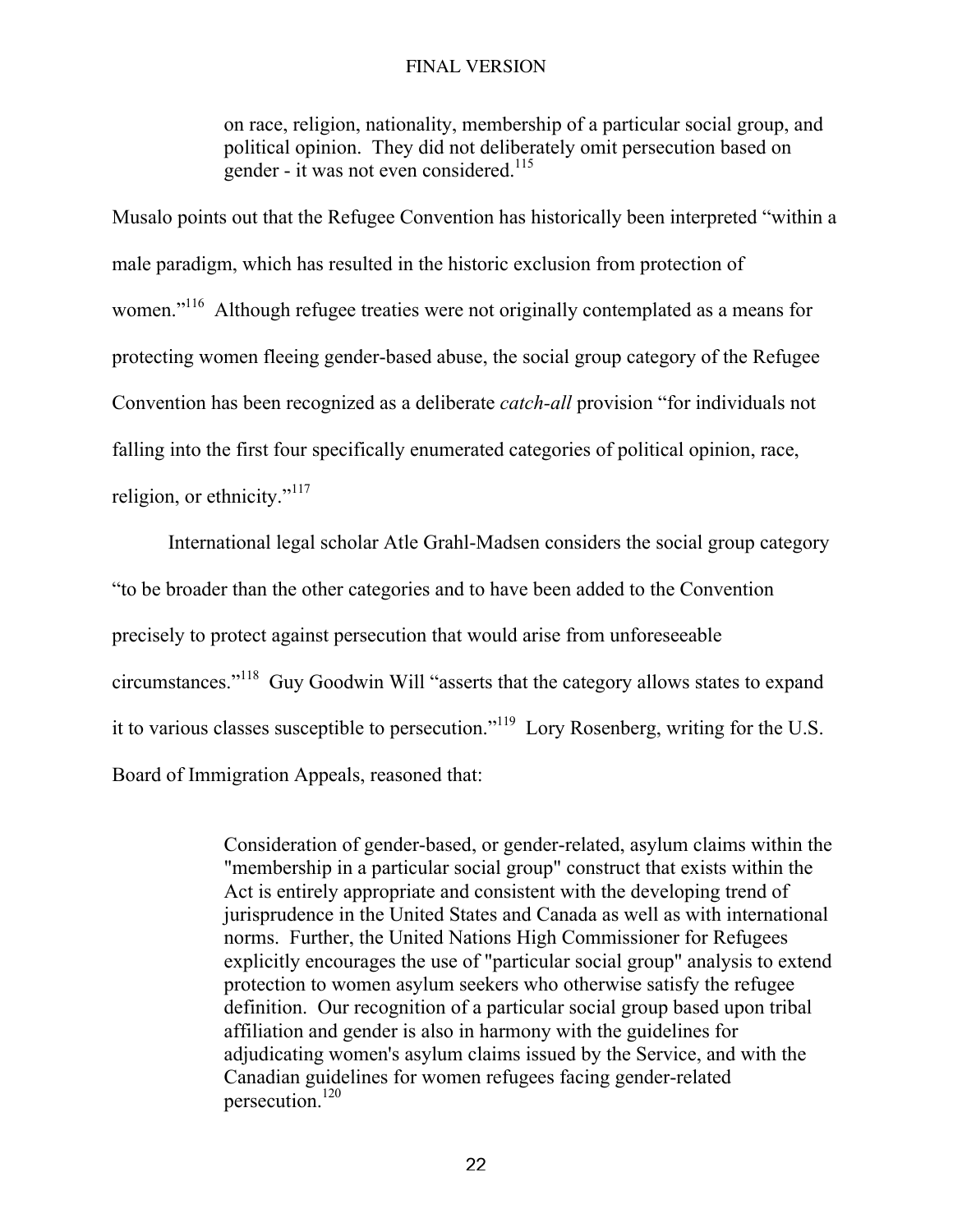> on race, religion, nationality, membership of a particular social group, and political opinion. They did not deliberately omit persecution based on gender - it was not even considered.[115]

Musalo points out that the Refugee Convention has historically been interpreted "within a male paradigm, which has resulted in the historic exclusion from protection of women."[116] Although refugee treaties were not originally contemplated as a means for protecting women fleeing gender-based abuse, the social group category of the Refugee Convention has been recognized as a deliberate *catch-all* provision "for individuals not falling into the first four specifically enumerated categories of political opinion, race, religion, or ethnicity."[117]

International legal scholar Atle Grahl-Madsen considers the social group category "to be broader than the other categories and to have been added to the Convention precisely to protect against persecution that would arise from unforeseeable circumstances."[118] Guy Goodwin Will "asserts that the category allows states to expand it to various classes susceptible to persecution."[119] Lory Rosenberg, writing for the U.S. Board of Immigration Appeals, reasoned that:

> Consideration of gender-based, or gender-related, asylum claims within the "membership in a particular social group" construct that exists within the Act is entirely appropriate and consistent with the developing trend of jurisprudence in the United States and Canada as well as with international norms. Further, the United Nations High Commissioner for Refugees explicitly encourages the use of "particular social group" analysis to extend protection to women asylum seekers who otherwise satisfy the refugee definition. Our recognition of a particular social group based upon tribal affiliation and gender is also in harmony with the guidelines for adjudicating women's asylum claims issued by the Service, and with the Canadian guidelines for women refugees facing gender-related persecution.[120]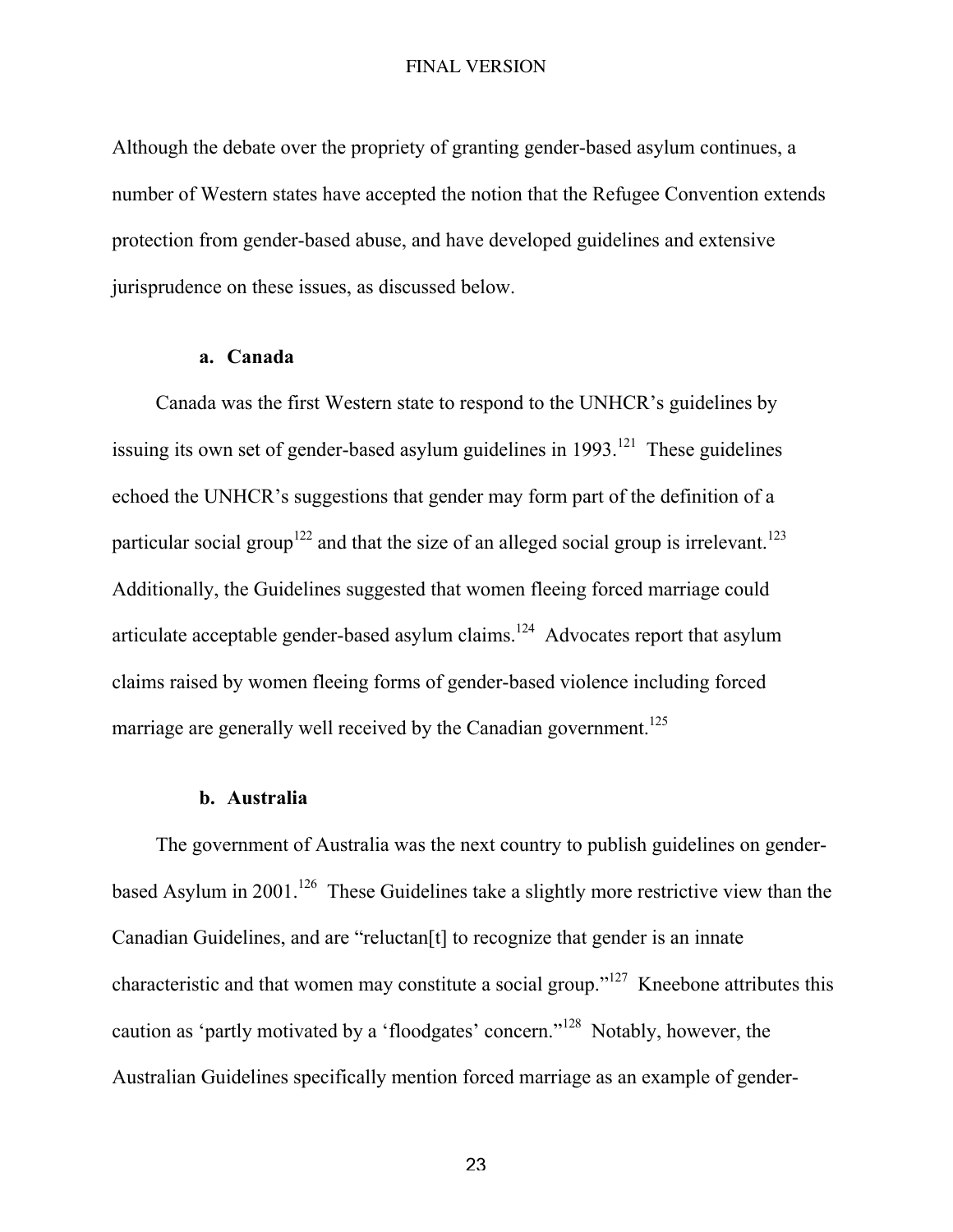Although the debate over the propriety of granting gender-based asylum continues, a number of Western states have accepted the notion that the Refugee Convention extends protection from gender-based abuse, and have developed guidelines and extensive jurisprudence on these issues, as discussed below.

### a. Canada

Canada was the first Western state to respond to the UNHCR's guidelines by issuing its own set of gender-based asylum guidelines in 1993.[121] These guidelines echoed the UNHCR's suggestions that gender may form part of the definition of a particular social group[122] and that the size of an alleged social group is irrelevant.[123] Additionally, the Guidelines suggested that women fleeing forced marriage could articulate acceptable gender-based asylum claims.[124] Advocates report that asylum claims raised by women fleeing forms of gender-based violence including forced marriage are generally well received by the Canadian government.[125]

### b. Australia

The government of Australia was the next country to publish guidelines on gender-based Asylum in 2001.[126] These Guidelines take a slightly more restrictive view than the Canadian Guidelines, and are "reluctan[t] to recognize that gender is an innate characteristic and that women may constitute a social group."[127] Kneebone attributes this caution as 'partly motivated by a 'floodgates' concern."[128] Notably, however, the Australian Guidelines specifically mention forced marriage as an example of gender-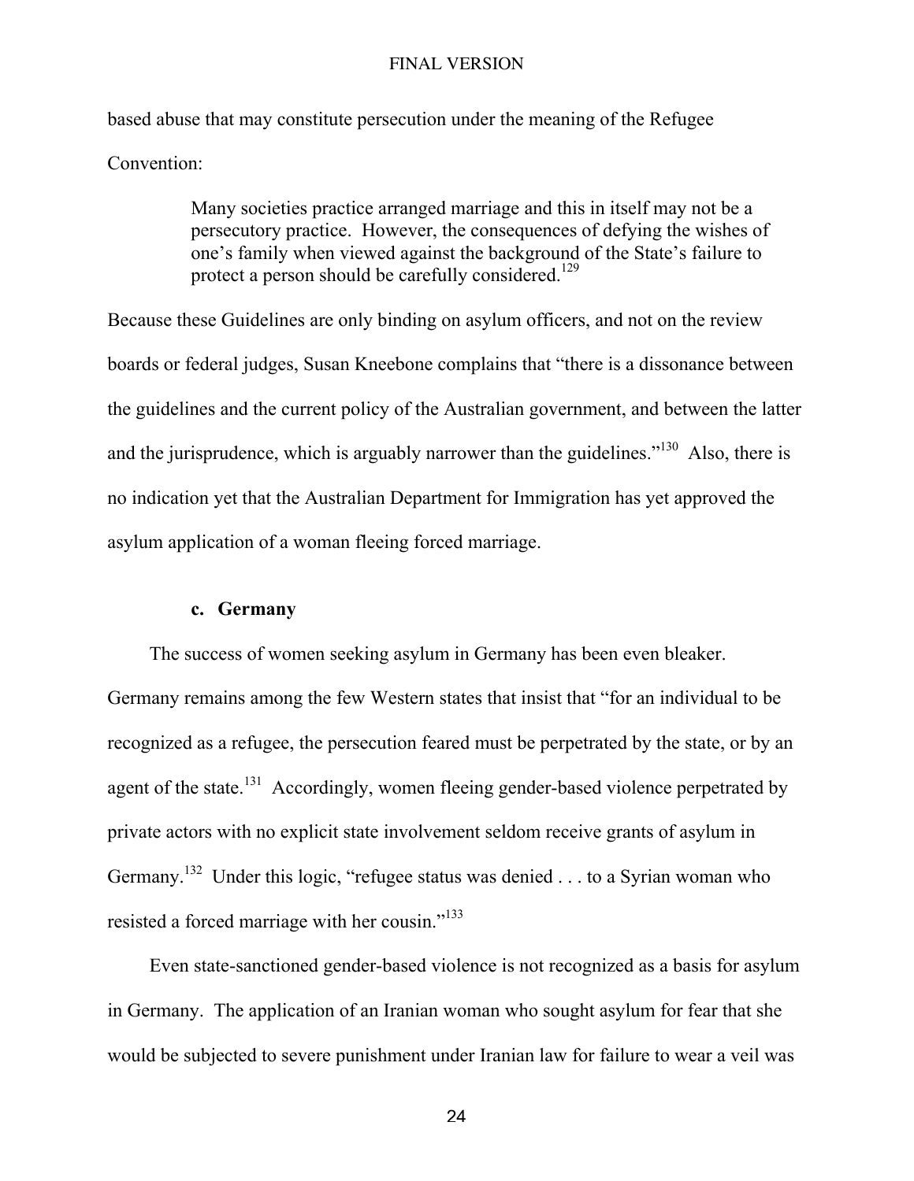based abuse that may constitute persecution under the meaning of the Refugee Convention:

> Many societies practice arranged marriage and this in itself may not be a persecutory practice. However, the consequences of defying the wishes of one's family when viewed against the background of the State's failure to protect a person should be carefully considered.[129]

Because these Guidelines are only binding on asylum officers, and not on the review boards or federal judges, Susan Kneebone complains that "there is a dissonance between the guidelines and the current policy of the Australian government, and between the latter and the jurisprudence, which is arguably narrower than the guidelines."[130] Also, there is no indication yet that the Australian Department for Immigration has yet approved the asylum application of a woman fleeing forced marriage.

#### c. Germany

The success of women seeking asylum in Germany has been even bleaker. Germany remains among the few Western states that insist that "for an individual to be recognized as a refugee, the persecution feared must be perpetrated by the state, or by an agent of the state.[131] Accordingly, women fleeing gender-based violence perpetrated by private actors with no explicit state involvement seldom receive grants of asylum in Germany.[132] Under this logic, "refugee status was denied . . . to a Syrian woman who resisted a forced marriage with her cousin."[133]

Even state-sanctioned gender-based violence is not recognized as a basis for asylum in Germany. The application of an Iranian woman who sought asylum for fear that she would be subjected to severe punishment under Iranian law for failure to wear a veil was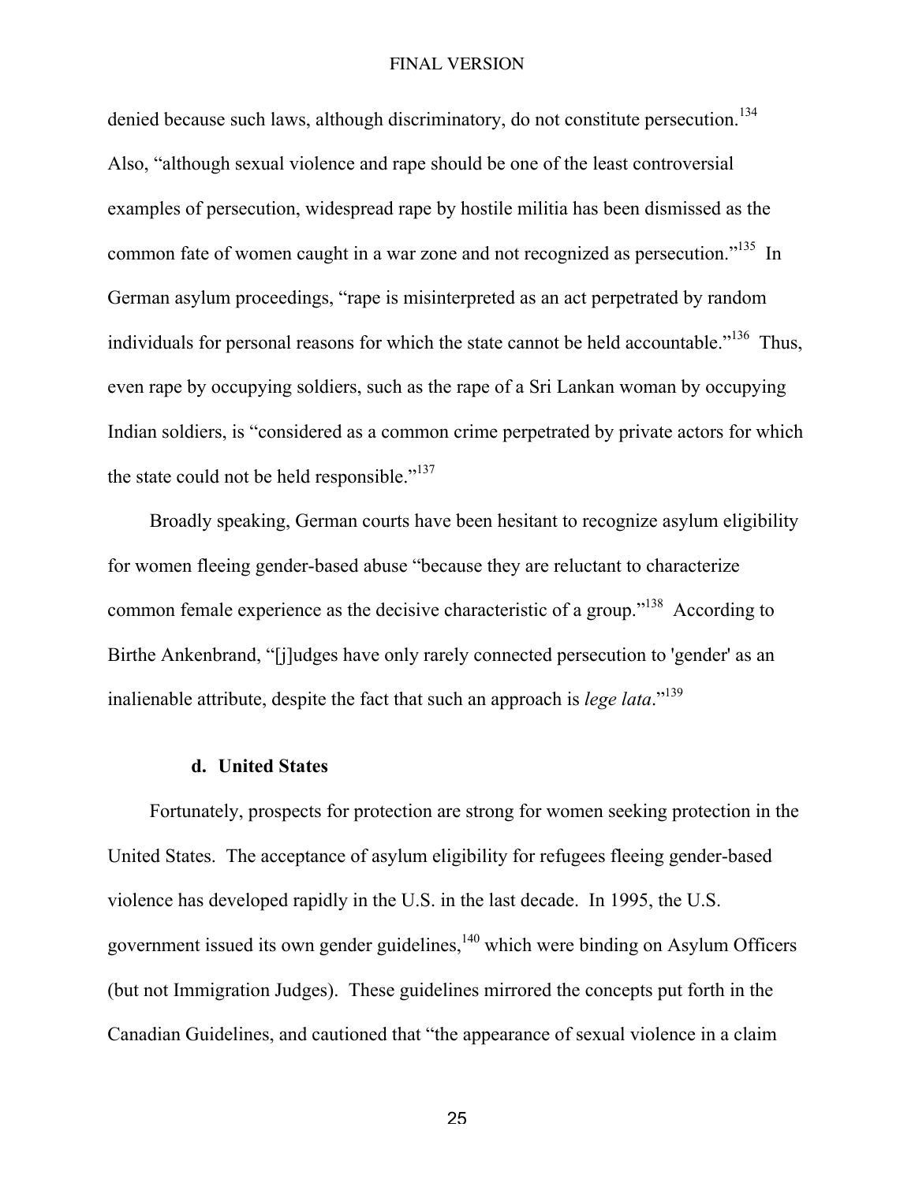denied because such laws, although discriminatory, do not constitute persecution.[134] Also, “although sexual violence and rape should be one of the least controversial examples of persecution, widespread rape by hostile militia has been dismissed as the common fate of women caught in a war zone and not recognized as persecution.”[135] In German asylum proceedings, “rape is misinterpreted as an act perpetrated by random individuals for personal reasons for which the state cannot be held accountable.”[136] Thus, even rape by occupying soldiers, such as the rape of a Sri Lankan woman by occupying Indian soldiers, is “considered as a common crime perpetrated by private actors for which the state could not be held responsible.”[137]

Broadly speaking, German courts have been hesitant to recognize asylum eligibility for women fleeing gender-based abuse “because they are reluctant to characterize common female experience as the decisive characteristic of a group.”[138] According to Birthe Ankenbrand, “[j]udges have only rarely connected persecution to 'gender' as an inalienable attribute, despite the fact that such an approach is *lege lata*.”[139]

### d. United States

Fortunately, prospects for protection are strong for women seeking protection in the United States. The acceptance of asylum eligibility for refugees fleeing gender-based violence has developed rapidly in the U.S. in the last decade. In 1995, the U.S. government issued its own gender guidelines,[140] which were binding on Asylum Officers (but not Immigration Judges). These guidelines mirrored the concepts put forth in the Canadian Guidelines, and cautioned that “the appearance of sexual violence in a claim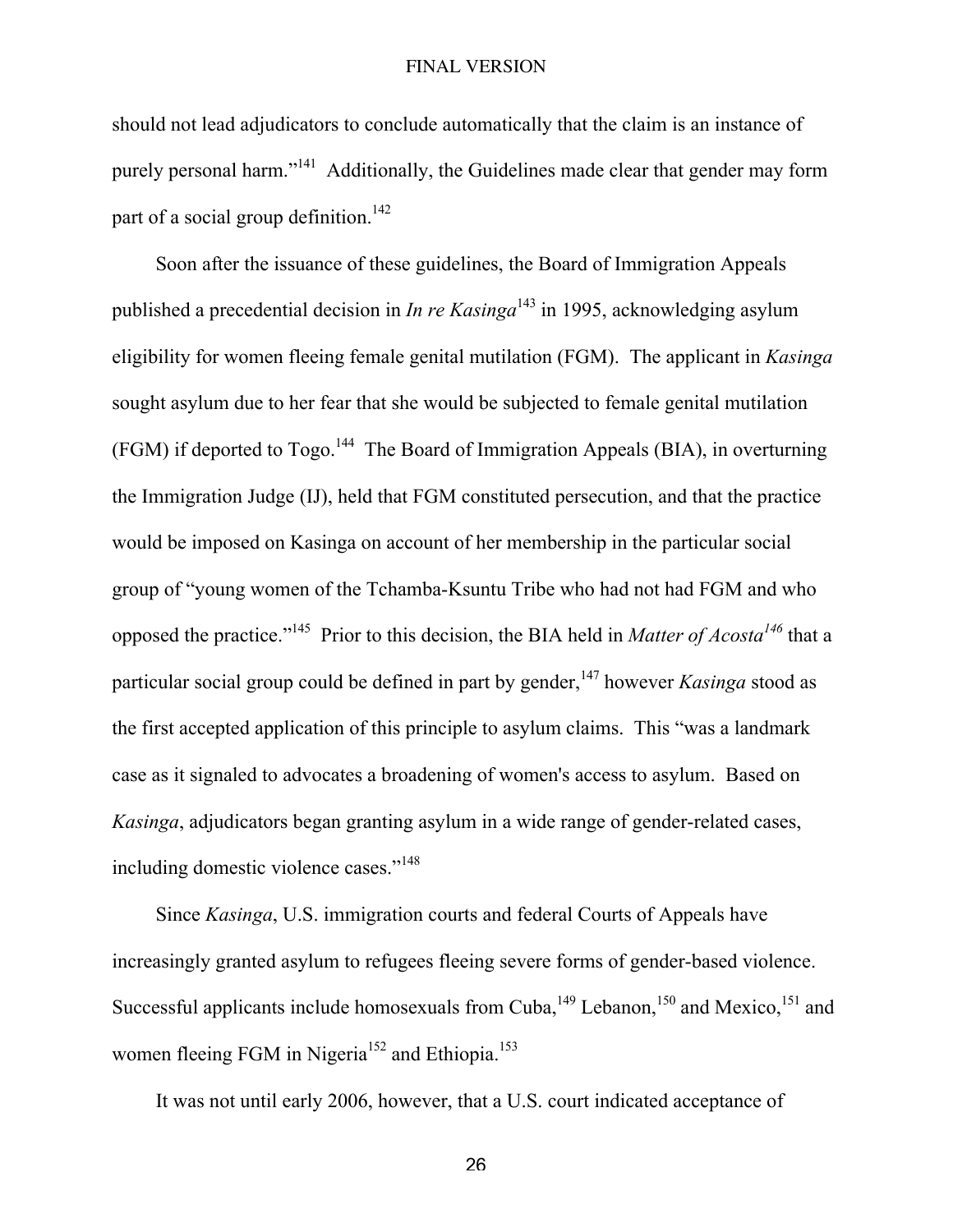should not lead adjudicators to conclude automatically that the claim is an instance of purely personal harm."[141] Additionally, the Guidelines made clear that gender may form part of a social group definition.[142]

Soon after the issuance of these guidelines, the Board of Immigration Appeals published a precedential decision in *In re Kasinga*[143] in 1995, acknowledging asylum eligibility for women fleeing female genital mutilation (FGM). The applicant in *Kasinga* sought asylum due to her fear that she would be subjected to female genital mutilation (FGM) if deported to Togo.[144] The Board of Immigration Appeals (BIA), in overturning the Immigration Judge (IJ), held that FGM constituted persecution, and that the practice would be imposed on Kasinga on account of her membership in the particular social group of "young women of the Tchamba-Ksuntu Tribe who had not had FGM and who opposed the practice."[145] Prior to this decision, the BIA held in *Matter of Acosta*[146] that a particular social group could be defined in part by gender,[147] however *Kasinga* stood as the first accepted application of this principle to asylum claims. This "was a landmark case as it signaled to advocates a broadening of women's access to asylum. Based on *Kasinga*, adjudicators began granting asylum in a wide range of gender-related cases, including domestic violence cases."[148]

Since *Kasinga*, U.S. immigration courts and federal Courts of Appeals have increasingly granted asylum to refugees fleeing severe forms of gender-based violence. Successful applicants include homosexuals from Cuba,[149] Lebanon,[150] and Mexico,[151] and women fleeing FGM in Nigeria[152] and Ethiopia.[153]

It was not until early 2006, however, that a U.S. court indicated acceptance of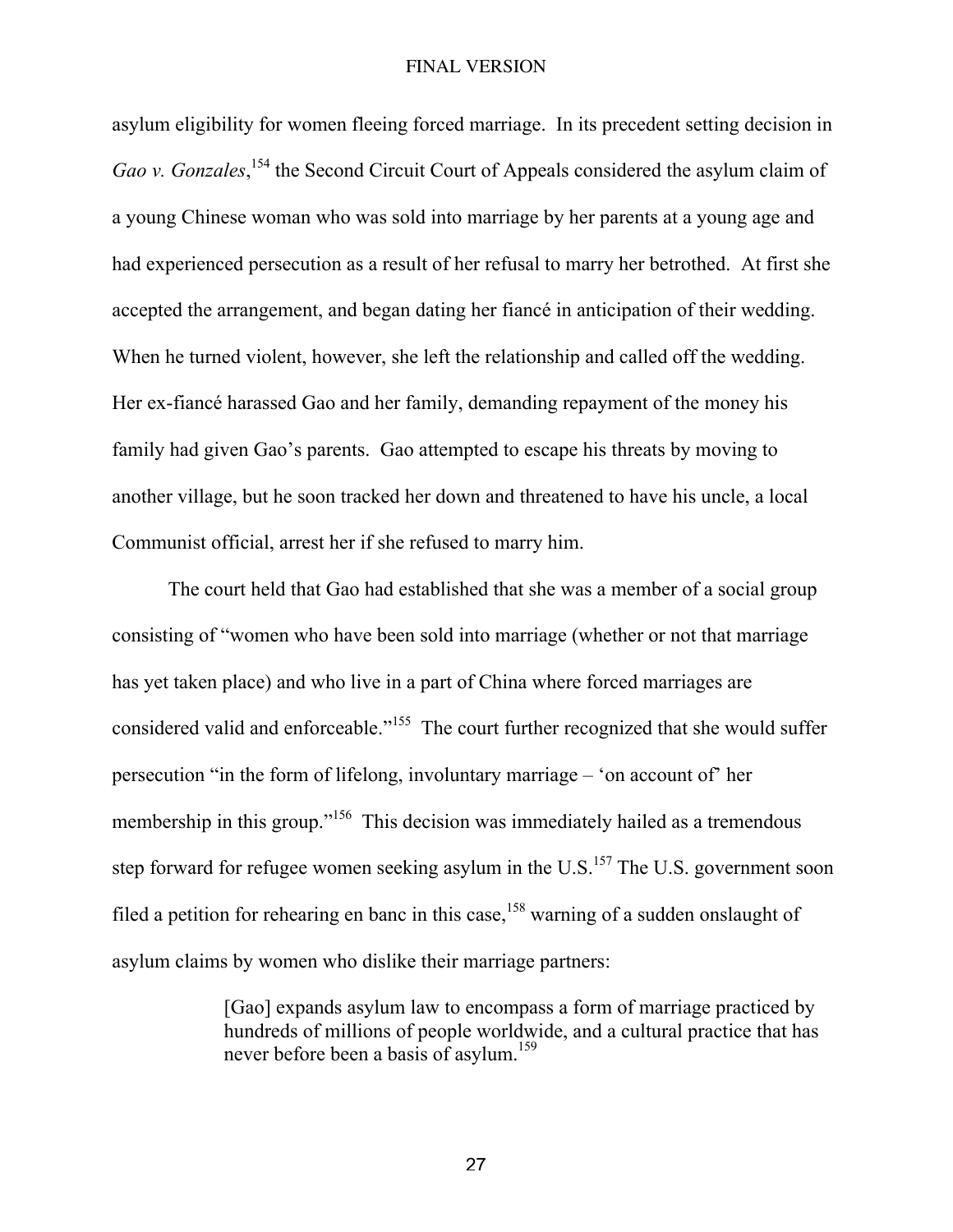asylum eligibility for women fleeing forced marriage. In its precedent setting decision in *Gao v. Gonzales*,[154] the Second Circuit Court of Appeals considered the asylum claim of a young Chinese woman who was sold into marriage by her parents at a young age and had experienced persecution as a result of her refusal to marry her betrothed. At first she accepted the arrangement, and began dating her fiancé in anticipation of their wedding. When he turned violent, however, she left the relationship and called off the wedding. Her ex-fiancé harassed Gao and her family, demanding repayment of the money his family had given Gao's parents. Gao attempted to escape his threats by moving to another village, but he soon tracked her down and threatened to have his uncle, a local Communist official, arrest her if she refused to marry him.

The court held that Gao had established that she was a member of a social group consisting of "women who have been sold into marriage (whether or not that marriage has yet taken place) and who live in a part of China where forced marriages are considered valid and enforceable."[155] The court further recognized that she would suffer persecution "in the form of lifelong, involuntary marriage – 'on account of' her membership in this group."[156] This decision was immediately hailed as a tremendous step forward for refugee women seeking asylum in the U.S.[157] The U.S. government soon filed a petition for rehearing en banc in this case,[158] warning of a sudden onslaught of asylum claims by women who dislike their marriage partners:

> [Gao] expands asylum law to encompass a form of marriage practiced by hundreds of millions of people worldwide, and a cultural practice that has never before been a basis of asylum.[159]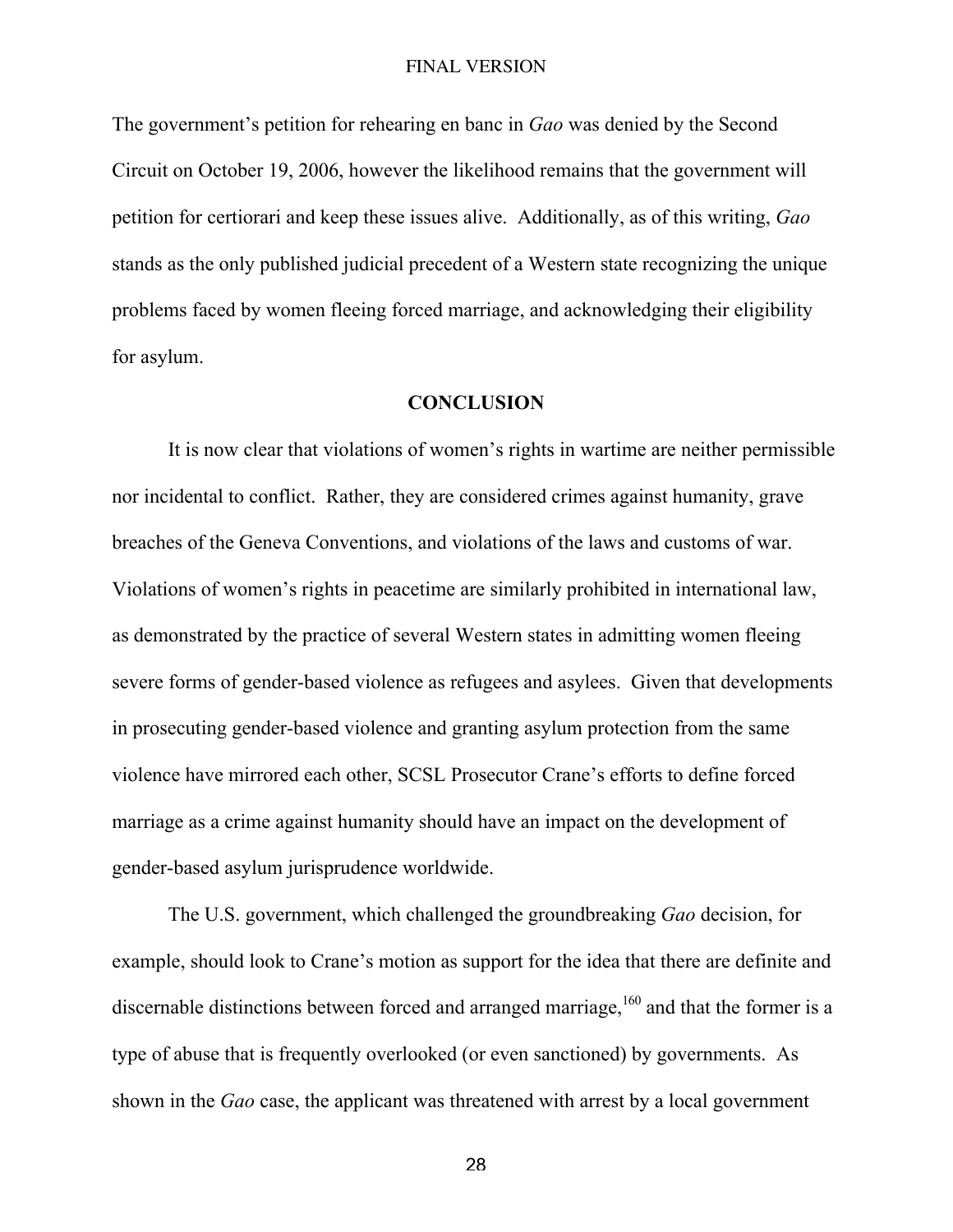The government's petition for rehearing en banc in *Gao* was denied by the Second Circuit on October 19, 2006, however the likelihood remains that the government will petition for certiorari and keep these issues alive. Additionally, as of this writing, *Gao* stands as the only published judicial precedent of a Western state recognizing the unique problems faced by women fleeing forced marriage, and acknowledging their eligibility for asylum.

## CONCLUSION

It is now clear that violations of women's rights in wartime are neither permissible nor incidental to conflict. Rather, they are considered crimes against humanity, grave breaches of the Geneva Conventions, and violations of the laws and customs of war. Violations of women's rights in peacetime are similarly prohibited in international law, as demonstrated by the practice of several Western states in admitting women fleeing severe forms of gender-based violence as refugees and asylees. Given that developments in prosecuting gender-based violence and granting asylum protection from the same violence have mirrored each other, SCSL Prosecutor Crane's efforts to define forced marriage as a crime against humanity should have an impact on the development of gender-based asylum jurisprudence worldwide.

The U.S. government, which challenged the groundbreaking *Gao* decision, for example, should look to Crane's motion as support for the idea that there are definite and discernable distinctions between forced and arranged marriage,[160] and that the former is a type of abuse that is frequently overlooked (or even sanctioned) by governments. As shown in the *Gao* case, the applicant was threatened with arrest by a local government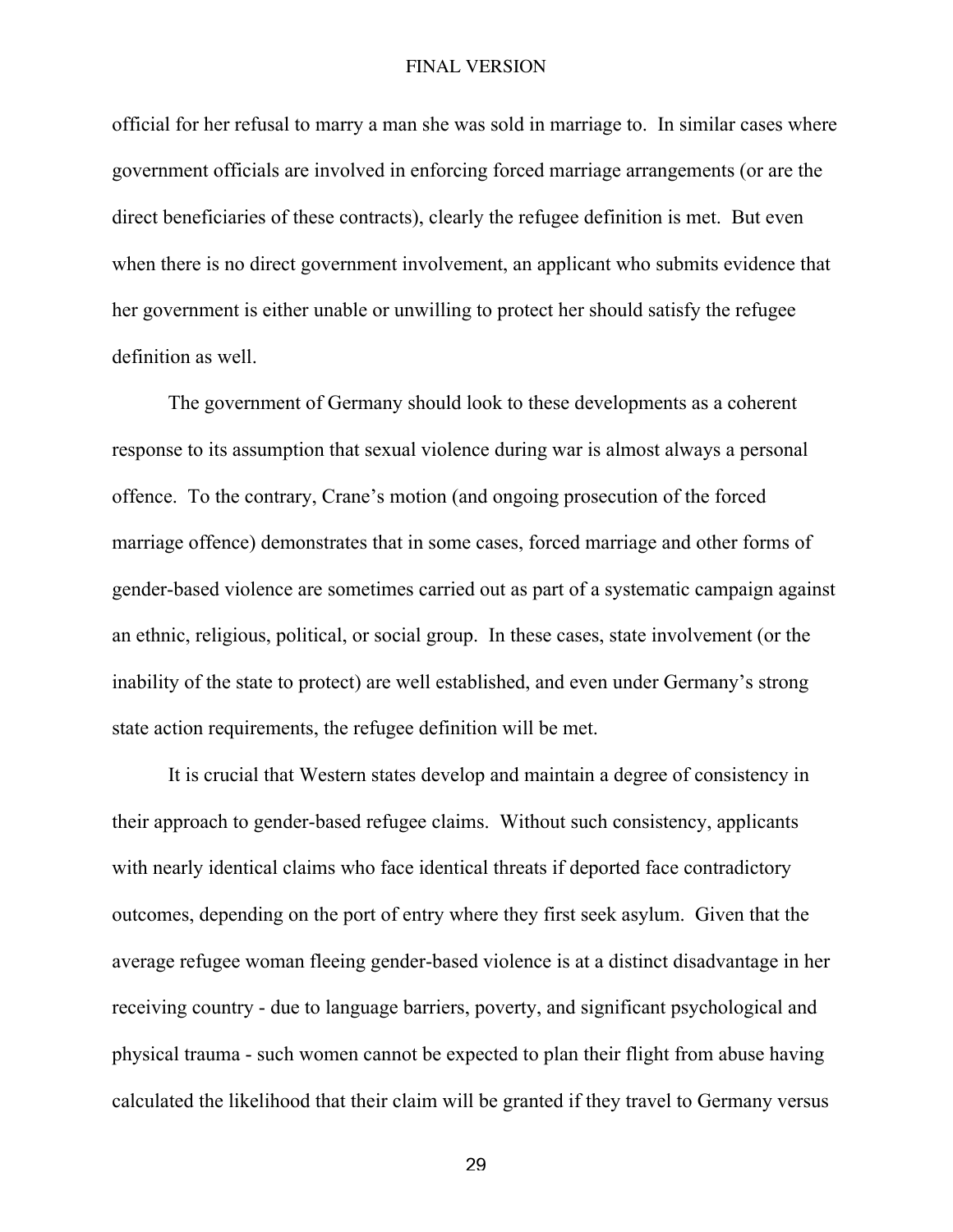official for her refusal to marry a man she was sold in marriage to. In similar cases where government officials are involved in enforcing forced marriage arrangements (or are the direct beneficiaries of these contracts), clearly the refugee definition is met. But even when there is no direct government involvement, an applicant who submits evidence that her government is either unable or unwilling to protect her should satisfy the refugee definition as well.

The government of Germany should look to these developments as a coherent response to its assumption that sexual violence during war is almost always a personal offence. To the contrary, Crane's motion (and ongoing prosecution of the forced marriage offence) demonstrates that in some cases, forced marriage and other forms of gender-based violence are sometimes carried out as part of a systematic campaign against an ethnic, religious, political, or social group. In these cases, state involvement (or the inability of the state to protect) are well established, and even under Germany's strong state action requirements, the refugee definition will be met.

It is crucial that Western states develop and maintain a degree of consistency in their approach to gender-based refugee claims. Without such consistency, applicants with nearly identical claims who face identical threats if deported face contradictory outcomes, depending on the port of entry where they first seek asylum. Given that the average refugee woman fleeing gender-based violence is at a distinct disadvantage in her receiving country - due to language barriers, poverty, and significant psychological and physical trauma - such women cannot be expected to plan their flight from abuse having calculated the likelihood that their claim will be granted if they travel to Germany versus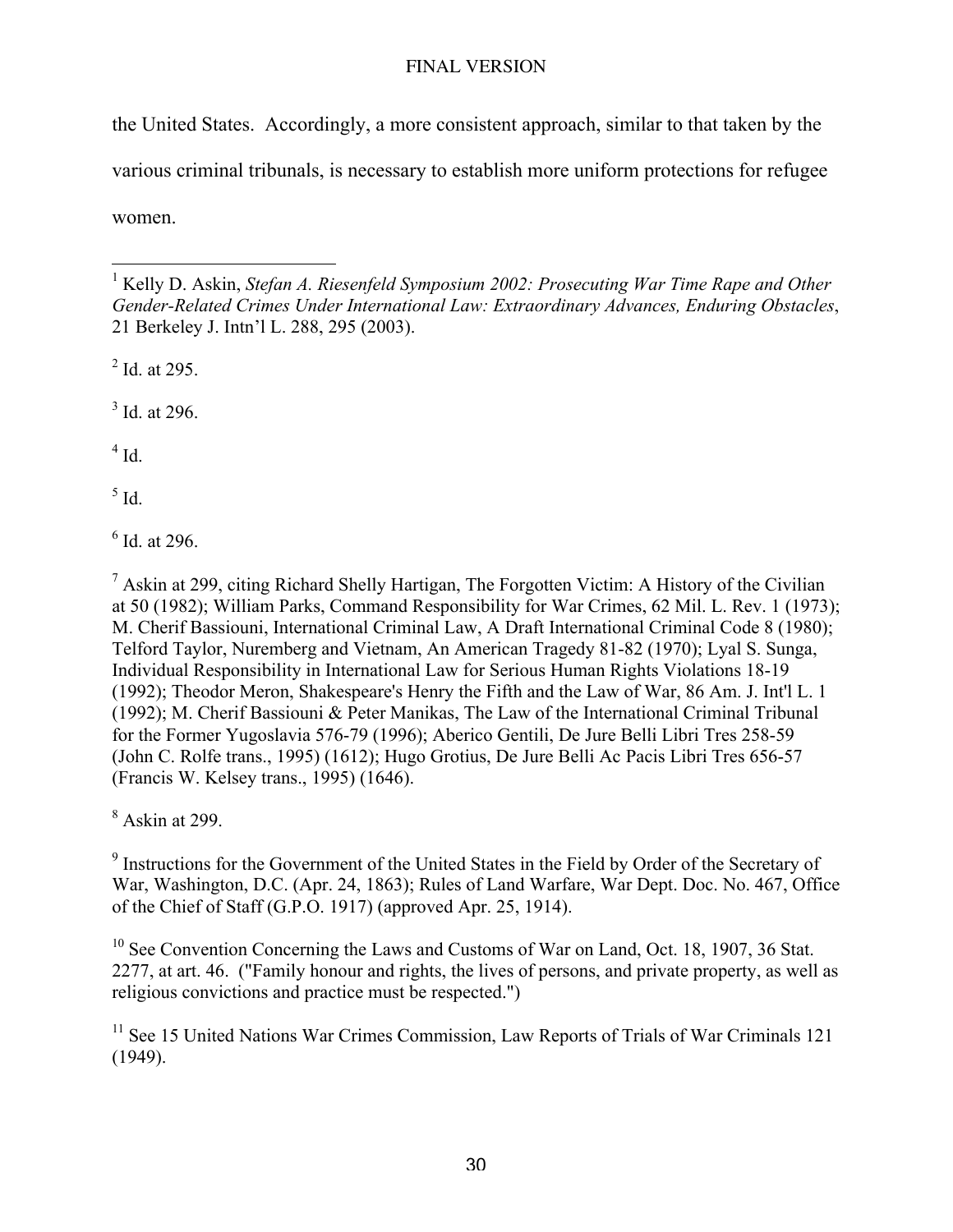the United States. Accordingly, a more consistent approach, similar to that taken by the various criminal tribunals, is necessary to establish more uniform protections for refugee women.

---

[1] Kelly D. Askin, *Stefan A. Riesenfeld Symposium 2002: Prosecuting War Time Rape and Other Gender-Related Crimes Under International Law: Extraordinary Advances, Enduring Obstacles*, 21 Berkeley J. Intn'l L. 288, 295 (2003).

[2] Id. at 295.

[3] Id. at 296.

[4] Id.

[5] Id.

[6] Id. at 296.

[7] Askin at 299, citing Richard Shelly Hartigan, The Forgotten Victim: A History of the Civilian at 50 (1982); William Parks, Command Responsibility for War Crimes, 62 Mil. L. Rev. 1 (1973); M. Cherif Bassiouni, International Criminal Law, A Draft International Criminal Code 8 (1980); Telford Taylor, Nuremberg and Vietnam, An American Tragedy 81-82 (1970); Lyal S. Sunga, Individual Responsibility in International Law for Serious Human Rights Violations 18-19 (1992); Theodor Meron, Shakespeare's Henry the Fifth and the Law of War, 86 Am. J. Int'l L. 1 (1992); M. Cherif Bassiouni & Peter Manikas, The Law of the International Criminal Tribunal for the Former Yugoslavia 576-79 (1996); Aberico Gentili, De Jure Belli Libri Tres 258-59 (John C. Rolfe trans., 1995) (1612); Hugo Grotius, De Jure Belli Ac Pacis Libri Tres 656-57 (Francis W. Kelsey trans., 1995) (1646).

[8] Askin at 299.

[9] Instructions for the Government of the United States in the Field by Order of the Secretary of War, Washington, D.C. (Apr. 24, 1863); Rules of Land Warfare, War Dept. Doc. No. 467, Office of the Chief of Staff (G.P.O. 1917) (approved Apr. 25, 1914).

[10] See Convention Concerning the Laws and Customs of War on Land, Oct. 18, 1907, 36 Stat. 2277, at art. 46. ("Family honour and rights, the lives of persons, and private property, as well as religious convictions and practice must be respected.")

[11] See 15 United Nations War Crimes Commission, Law Reports of Trials of War Criminals 121 (1949).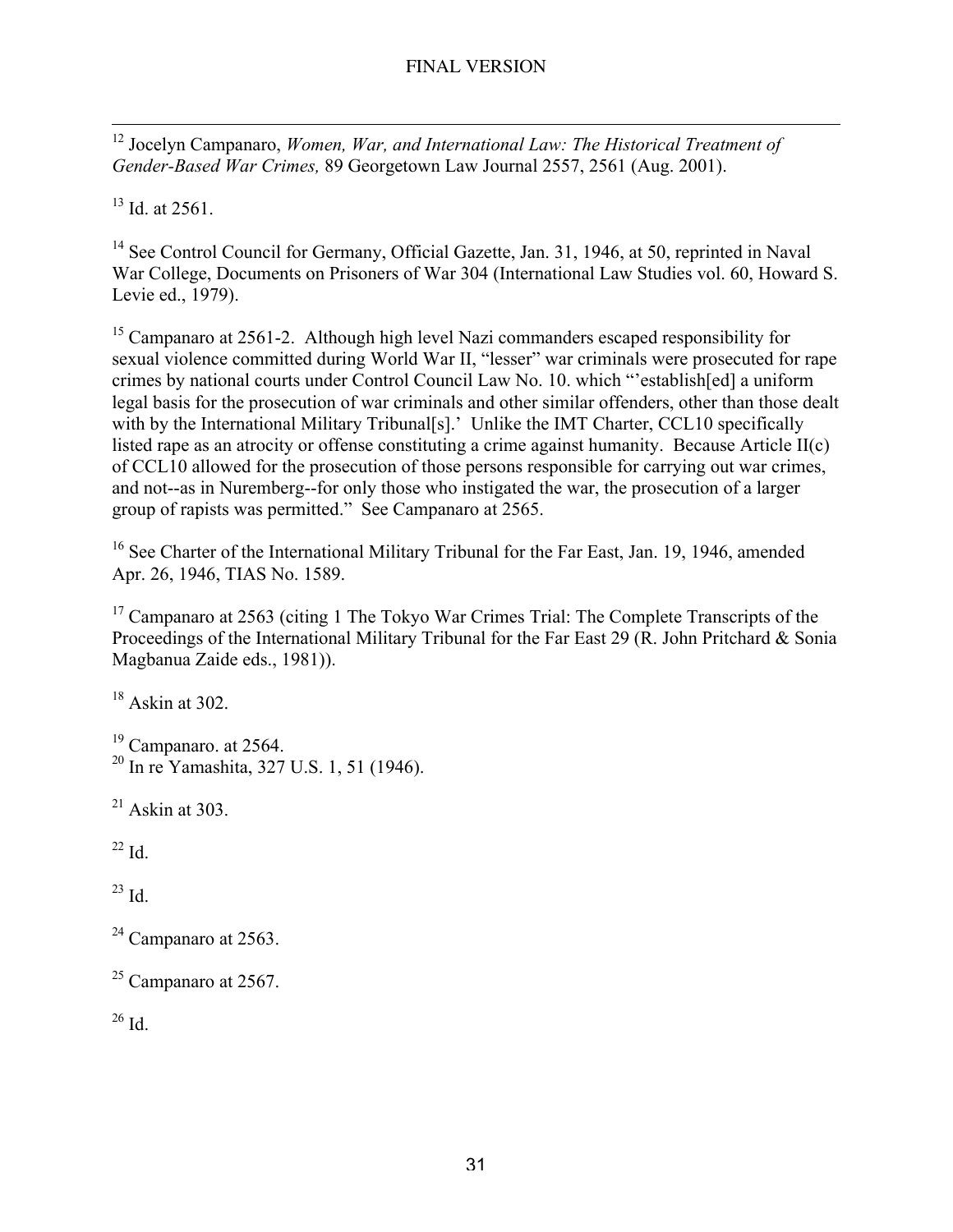[12] Jocelyn Campanaro, *Women, War, and International Law: The Historical Treatment of Gender-Based War Crimes,* 89 Georgetown Law Journal 2557, 2561 (Aug. 2001).

[13] Id. at 2561.

[14] See Control Council for Germany, Official Gazette, Jan. 31, 1946, at 50, reprinted in Naval War College, Documents on Prisoners of War 304 (International Law Studies vol. 60, Howard S. Levie ed., 1979).

[15] Campanaro at 2561-2. Although high level Nazi commanders escaped responsibility for sexual violence committed during World War II, "lesser" war criminals were prosecuted for rape crimes by national courts under Control Council Law No. 10. which "'establish[ed] a uniform legal basis for the prosecution of war criminals and other similar offenders, other than those dealt with by the International Military Tribunal[s].' Unlike the IMT Charter, CCL10 specifically listed rape as an atrocity or offense constituting a crime against humanity. Because Article II(c) of CCL10 allowed for the prosecution of those persons responsible for carrying out war crimes, and not--as in Nuremberg--for only those who instigated the war, the prosecution of a larger group of rapists was permitted." See Campanaro at 2565.

[16] See Charter of the International Military Tribunal for the Far East, Jan. 19, 1946, amended Apr. 26, 1946, TIAS No. 1589.

[17] Campanaro at 2563 (citing 1 The Tokyo War Crimes Trial: The Complete Transcripts of the Proceedings of the International Military Tribunal for the Far East 29 (R. John Pritchard & Sonia Magbanua Zaide eds., 1981)).

[18] Askin at 302.

[19] Campanaro. at 2564.

[20] In re Yamashita, 327 U.S. 1, 51 (1946).

[21] Askin at 303.

[22] Id.

[23] Id.

[24] Campanaro at 2563.

[25] Campanaro at 2567.

[26] Id.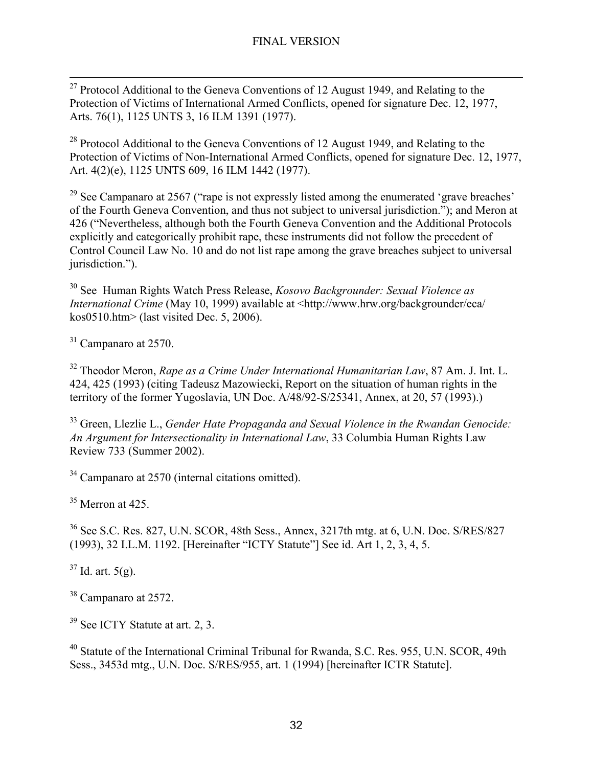[27] Protocol Additional to the Geneva Conventions of 12 August 1949, and Relating to the Protection of Victims of International Armed Conflicts, opened for signature Dec. 12, 1977, Arts. 76(1), 1125 UNTS 3, 16 ILM 1391 (1977).

[28] Protocol Additional to the Geneva Conventions of 12 August 1949, and Relating to the Protection of Victims of Non-International Armed Conflicts, opened for signature Dec. 12, 1977, Art. 4(2)(e), 1125 UNTS 609, 16 ILM 1442 (1977).

[29] See Campanaro at 2567 ("rape is not expressly listed among the enumerated 'grave breaches' of the Fourth Geneva Convention, and thus not subject to universal jurisdiction."); and Meron at 426 ("Nevertheless, although both the Fourth Geneva Convention and the Additional Protocols explicitly and categorically prohibit rape, these instruments did not follow the precedent of Control Council Law No. 10 and do not list rape among the grave breaches subject to universal jurisdiction.").

[30] See Human Rights Watch Press Release, *Kosovo Backgrounder: Sexual Violence as International Crime* (May 10, 1999) available at <http://www.hrw.org/backgrounder/eca/kos0510.htm> (last visited Dec. 5, 2006).

[31] Campanaro at 2570.

[32] Theodor Meron, *Rape as a Crime Under International Humanitarian Law*, 87 Am. J. Int. L. 424, 425 (1993) (citing Tadeusz Mazowiecki, Report on the situation of human rights in the territory of the former Yugoslavia, UN Doc. A/48/92-S/25341, Annex, at 20, 57 (1993).)

[33] Green, Llezlie L., *Gender Hate Propaganda and Sexual Violence in the Rwandan Genocide: An Argument for Intersectionality in International Law*, 33 Columbia Human Rights Law Review 733 (Summer 2002).

[34] Campanaro at 2570 (internal citations omitted).

[35] Merron at 425.

[36] See S.C. Res. 827, U.N. SCOR, 48th Sess., Annex, 3217th mtg. at 6, U.N. Doc. S/RES/827 (1993), 32 I.L.M. 1192. [Hereinafter "ICTY Statute"] See id. Art 1, 2, 3, 4, 5.

[37] Id. art. 5(g).

[38] Campanaro at 2572.

[39] See ICTY Statute at art. 2, 3.

[40] Statute of the International Criminal Tribunal for Rwanda, S.C. Res. 955, U.N. SCOR, 49th Sess., 3453d mtg., U.N. Doc. S/RES/955, art. 1 (1994) [hereinafter ICTR Statute].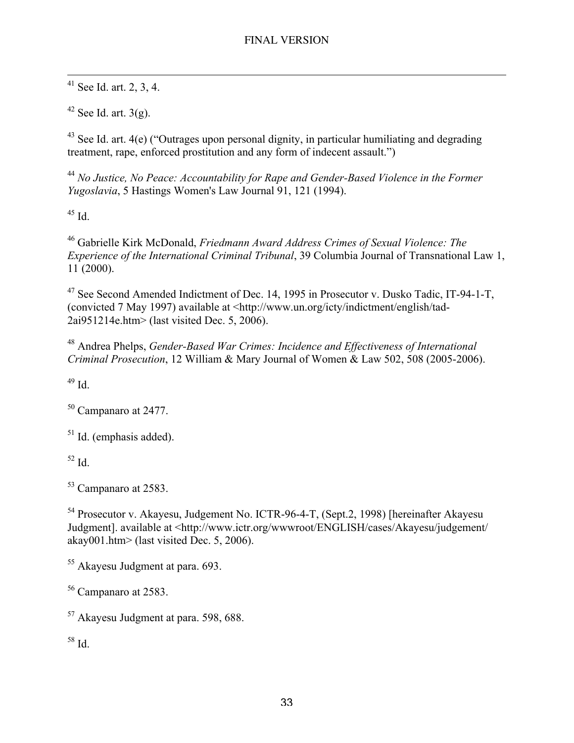[41] See Id. art. 2, 3, 4.

[42] See Id. art. 3(g).

[43] See Id. art. 4(e) ("Outrages upon personal dignity, in particular humiliating and degrading treatment, rape, enforced prostitution and any form of indecent assault.")

[44] *No Justice, No Peace: Accountability for Rape and Gender-Based Violence in the Former Yugoslavia*, 5 Hastings Women's Law Journal 91, 121 (1994).

[45] Id.

[46] Gabrielle Kirk McDonald, *Friedmann Award Address Crimes of Sexual Violence: The Experience of the International Criminal Tribunal*, 39 Columbia Journal of Transnational Law 1, 11 (2000).

[47] See Second Amended Indictment of Dec. 14, 1995 in Prosecutor v. Dusko Tadic, IT-94-1-T, (convicted 7 May 1997) available at <http://www.un.org/icty/indictment/english/tad-2ai951214e.htm> (last visited Dec. 5, 2006).

[48] Andrea Phelps, *Gender-Based War Crimes: Incidence and Effectiveness of International Criminal Prosecution*, 12 William & Mary Journal of Women & Law 502, 508 (2005-2006).

[49] Id.

[50] Campanaro at 2477.

[51] Id. (emphasis added).

[52] Id.

[53] Campanaro at 2583.

[54] Prosecutor v. Akayesu, Judgement No. ICTR-96-4-T, (Sept.2, 1998) [hereinafter Akayesu Judgment]. available at <http://www.ictr.org/wwwroot/ENGLISH/cases/Akayesu/judgement/akay001.htm> (last visited Dec. 5, 2006).

[55] Akayesu Judgment at para. 693.

[56] Campanaro at 2583.

[57] Akayesu Judgment at para. 598, 688.

[58] Id.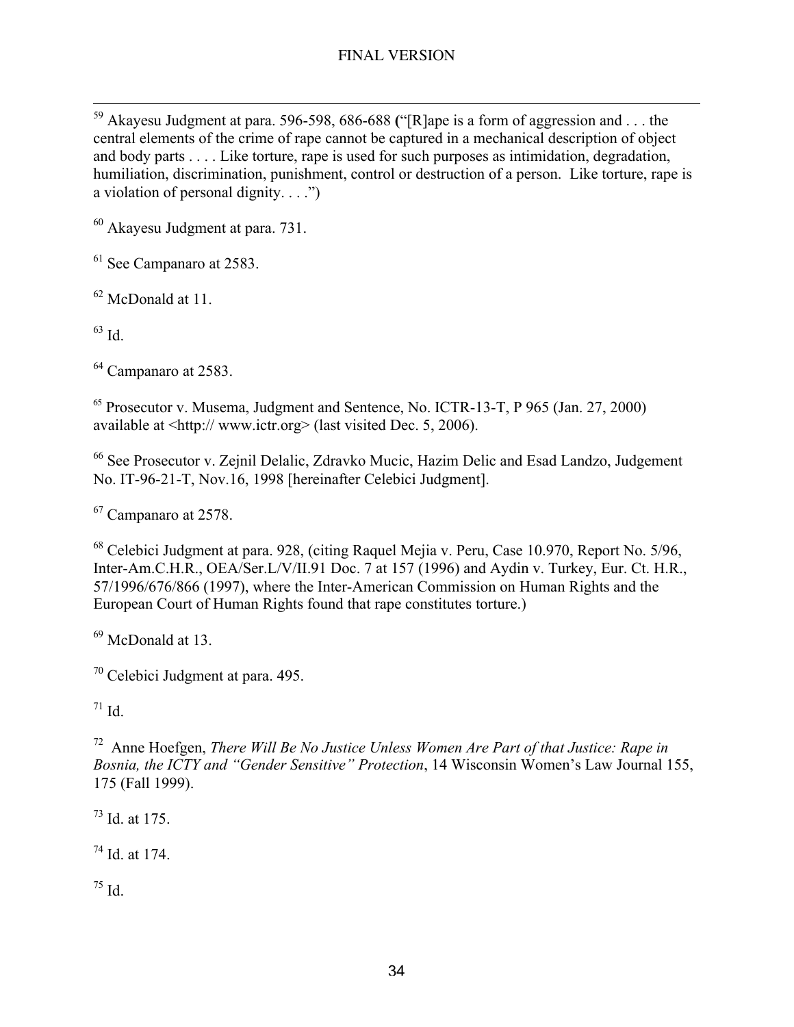[59] Akayesu Judgment at para. 596-598, 686-688 ("[R]ape is a form of aggression and . . . the central elements of the crime of rape cannot be captured in a mechanical description of object and body parts . . . . Like torture, rape is used for such purposes as intimidation, degradation, humiliation, discrimination, punishment, control or destruction of a person. Like torture, rape is a violation of personal dignity. . . .")

[60] Akayesu Judgment at para. 731.

[61] See Campanaro at 2583.

[62] McDonald at 11.

[63] Id.

[64] Campanaro at 2583.

[65] Prosecutor v. Musema, Judgment and Sentence, No. ICTR-13-T, P 965 (Jan. 27, 2000) available at <http:// www.ictr.org> (last visited Dec. 5, 2006).

[66] See Prosecutor v. Zejnil Delalic, Zdravko Mucic, Hazim Delic and Esad Landzo, Judgement No. IT-96-21-T, Nov.16, 1998 [hereinafter Celebici Judgment].

[67] Campanaro at 2578.

[68] Celebici Judgment at para. 928, (citing Raquel Mejia v. Peru, Case 10.970, Report No. 5/96, Inter-Am.C.H.R., OEA/Ser.L/V/II.91 Doc. 7 at 157 (1996) and Aydin v. Turkey, Eur. Ct. H.R., 57/1996/676/866 (1997), where the Inter-American Commission on Human Rights and the European Court of Human Rights found that rape constitutes torture.)

[69] McDonald at 13.

[70] Celebici Judgment at para. 495.

[71] Id.

[72] Anne Hoefgen, *There Will Be No Justice Unless Women Are Part of that Justice: Rape in Bosnia, the ICTY and "Gender Sensitive" Protection*, 14 Wisconsin Women's Law Journal 155, 175 (Fall 1999).

[73] Id. at 175.

[74] Id. at 174.

[75] Id.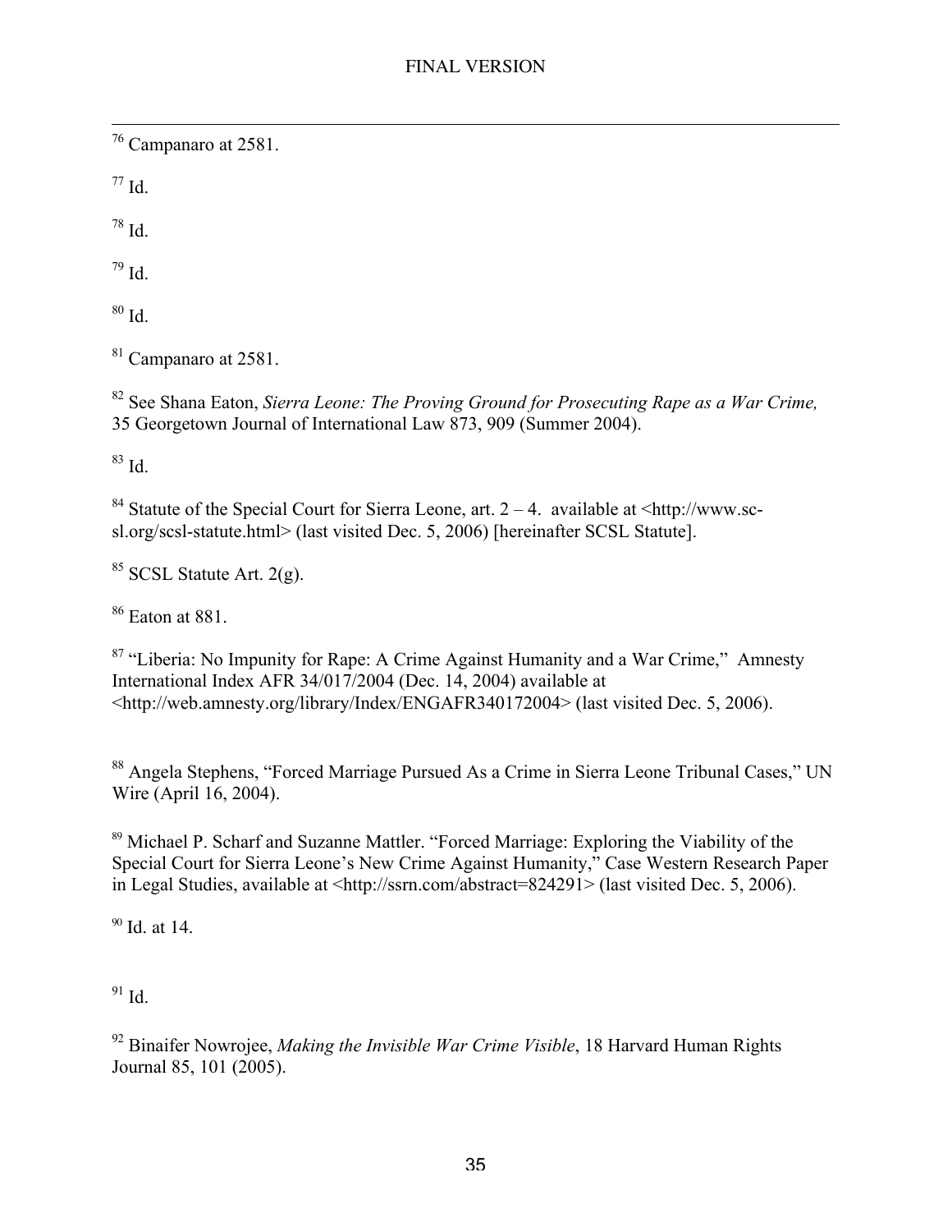[76] Campanaro at 2581.

[77] Id.

[78] Id.

[79] Id.

[80] Id.

[81] Campanaro at 2581.

[82] See Shana Eaton, *Sierra Leone: The Proving Ground for Prosecuting Rape as a War Crime,* 35 Georgetown Journal of International Law 873, 909 (Summer 2004).

[83] Id.

[84] Statute of the Special Court for Sierra Leone, art. 2 – 4. available at <http://www.sc-sl.org/scsl-statute.html> (last visited Dec. 5, 2006) [hereinafter SCSL Statute].

[85] SCSL Statute Art. 2(g).

[86] Eaton at 881.

[87] "Liberia: No Impunity for Rape: A Crime Against Humanity and a War Crime," Amnesty International Index AFR 34/017/2004 (Dec. 14, 2004) available at <http://web.amnesty.org/library/Index/ENGAFR340172004> (last visited Dec. 5, 2006).

[88] Angela Stephens, "Forced Marriage Pursued As a Crime in Sierra Leone Tribunal Cases," UN Wire (April 16, 2004).

[89] Michael P. Scharf and Suzanne Mattler. "Forced Marriage: Exploring the Viability of the Special Court for Sierra Leone's New Crime Against Humanity," Case Western Research Paper in Legal Studies, available at <http://ssrn.com/abstract=824291> (last visited Dec. 5, 2006).

[90] Id. at 14.

[91] Id.

[92] Binaifer Nowrojee, *Making the Invisible War Crime Visible*, 18 Harvard Human Rights Journal 85, 101 (2005).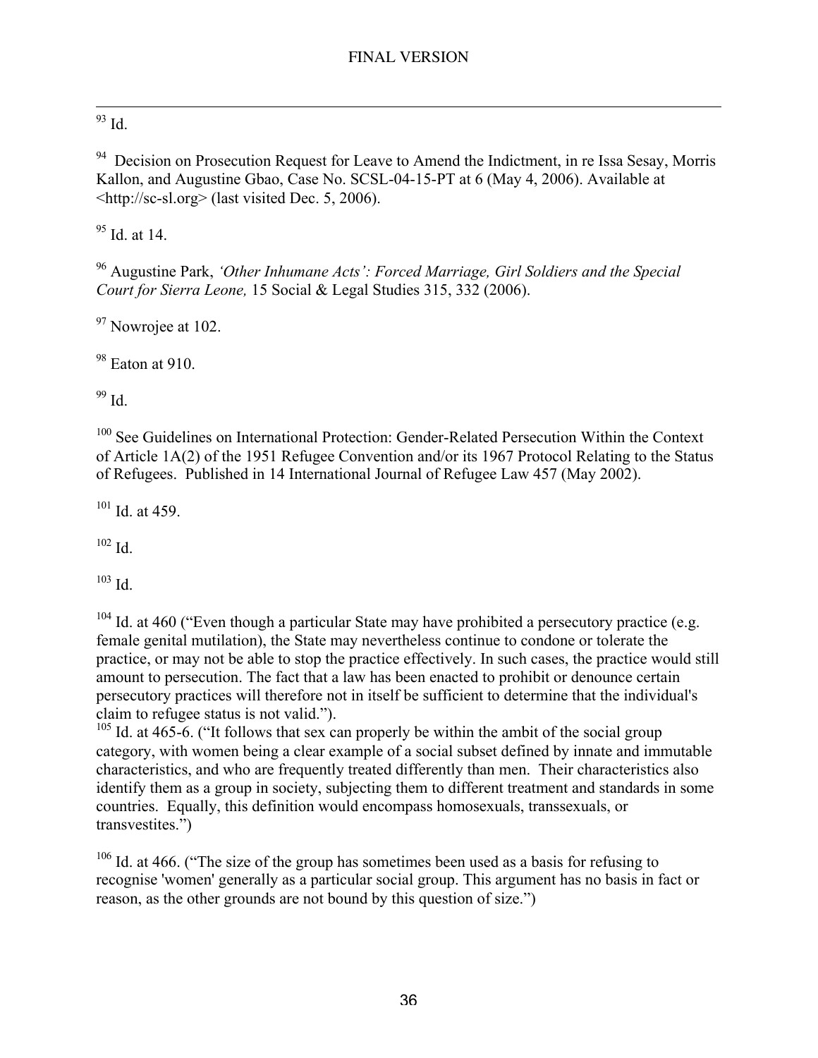[93] Id.

[94] Decision on Prosecution Request for Leave to Amend the Indictment, in re Issa Sesay, Morris Kallon, and Augustine Gbao, Case No. SCSL-04-15-PT at 6 (May 4, 2006). Available at <http://sc-sl.org> (last visited Dec. 5, 2006).

[95] Id. at 14.

[96] Augustine Park, *'Other Inhumane Acts': Forced Marriage, Girl Soldiers and the Special Court for Sierra Leone,* 15 Social & Legal Studies 315, 332 (2006).

[97] Nowrojee at 102.

[98] Eaton at 910.

[99] Id.

[100] See Guidelines on International Protection: Gender-Related Persecution Within the Context of Article 1A(2) of the 1951 Refugee Convention and/or its 1967 Protocol Relating to the Status of Refugees. Published in 14 International Journal of Refugee Law 457 (May 2002).

[101] Id. at 459.

[102] Id.

[103] Id.

[104] Id. at 460 ("Even though a particular State may have prohibited a persecutory practice (e.g. female genital mutilation), the State may nevertheless continue to condone or tolerate the practice, or may not be able to stop the practice effectively. In such cases, the practice would still amount to persecution. The fact that a law has been enacted to prohibit or denounce certain persecutory practices will therefore not in itself be sufficient to determine that the individual's claim to refugee status is not valid.").

[105] Id. at 465-6. ("It follows that sex can properly be within the ambit of the social group category, with women being a clear example of a social subset defined by innate and immutable characteristics, and who are frequently treated differently than men. Their characteristics also identify them as a group in society, subjecting them to different treatment and standards in some countries. Equally, this definition would encompass homosexuals, transsexuals, or transvestites.")

[106] Id. at 466. ("The size of the group has sometimes been used as a basis for refusing to recognise 'women' generally as a particular social group. This argument has no basis in fact or reason, as the other grounds are not bound by this question of size.")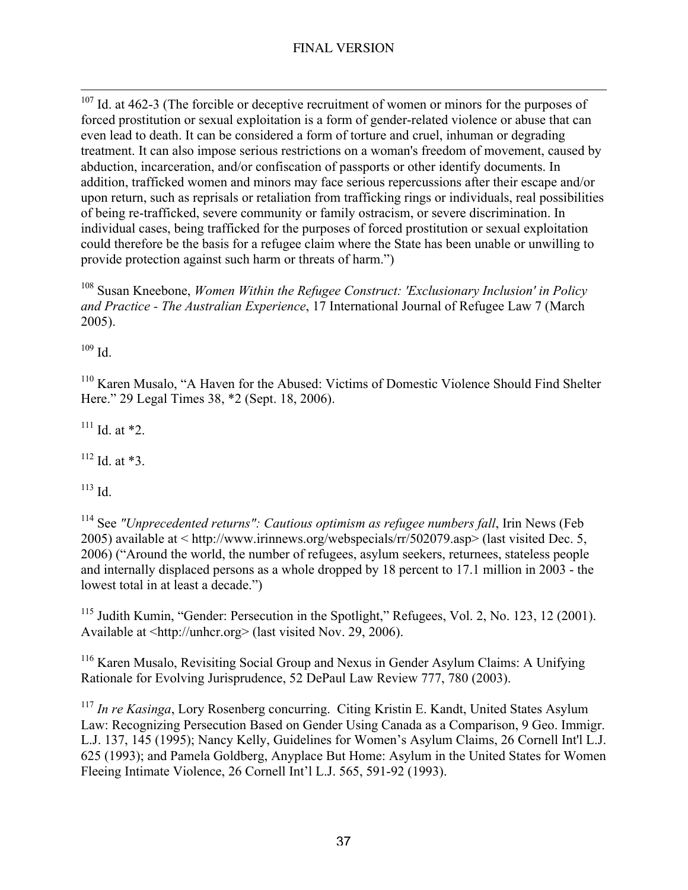[107] Id. at 462-3 (The forcible or deceptive recruitment of women or minors for the purposes of forced prostitution or sexual exploitation is a form of gender-related violence or abuse that can even lead to death. It can be considered a form of torture and cruel, inhuman or degrading treatment. It can also impose serious restrictions on a woman's freedom of movement, caused by abduction, incarceration, and/or confiscation of passports or other identify documents. In addition, trafficked women and minors may face serious repercussions after their escape and/or upon return, such as reprisals or retaliation from trafficking rings or individuals, real possibilities of being re-trafficked, severe community or family ostracism, or severe discrimination. In individual cases, being trafficked for the purposes of forced prostitution or sexual exploitation could therefore be the basis for a refugee claim where the State has been unable or unwilling to provide protection against such harm or threats of harm.")

[108] Susan Kneebone, *Women Within the Refugee Construct: 'Exclusionary Inclusion' in Policy and Practice - The Australian Experience*, 17 International Journal of Refugee Law 7 (March 2005).

[109] Id.

[110] Karen Musalo, "A Haven for the Abused: Victims of Domestic Violence Should Find Shelter Here." 29 Legal Times 38, *2 (Sept. 18, 2006).

[111] Id. at *2.

[112] Id. at *3.

[113] Id.

[114] See *"Unprecedented returns": Cautious optimism as refugee numbers fall*, Irin News (Feb 2005) available at < http://www.irinnews.org/webspecials/rr/502079.asp> (last visited Dec. 5, 2006) ("Around the world, the number of refugees, asylum seekers, returnees, stateless people and internally displaced persons as a whole dropped by 18 percent to 17.1 million in 2003 - the lowest total in at least a decade.")

[115] Judith Kumin, "Gender: Persecution in the Spotlight," Refugees, Vol. 2, No. 123, 12 (2001). Available at <http://unhcr.org> (last visited Nov. 29, 2006).

[116] Karen Musalo, Revisiting Social Group and Nexus in Gender Asylum Claims: A Unifying Rationale for Evolving Jurisprudence, 52 DePaul Law Review 777, 780 (2003).

[117] *In re Kasinga*, Lory Rosenberg concurring. Citing Kristin E. Kandt, United States Asylum Law: Recognizing Persecution Based on Gender Using Canada as a Comparison, 9 Geo. Immigr. L.J. 137, 145 (1995); Nancy Kelly, Guidelines for Women's Asylum Claims, 26 Cornell Int'l L.J. 625 (1993); and Pamela Goldberg, Anyplace But Home: Asylum in the United States for Women Fleeing Intimate Violence, 26 Cornell Int'l L.J. 565, 591-92 (1993).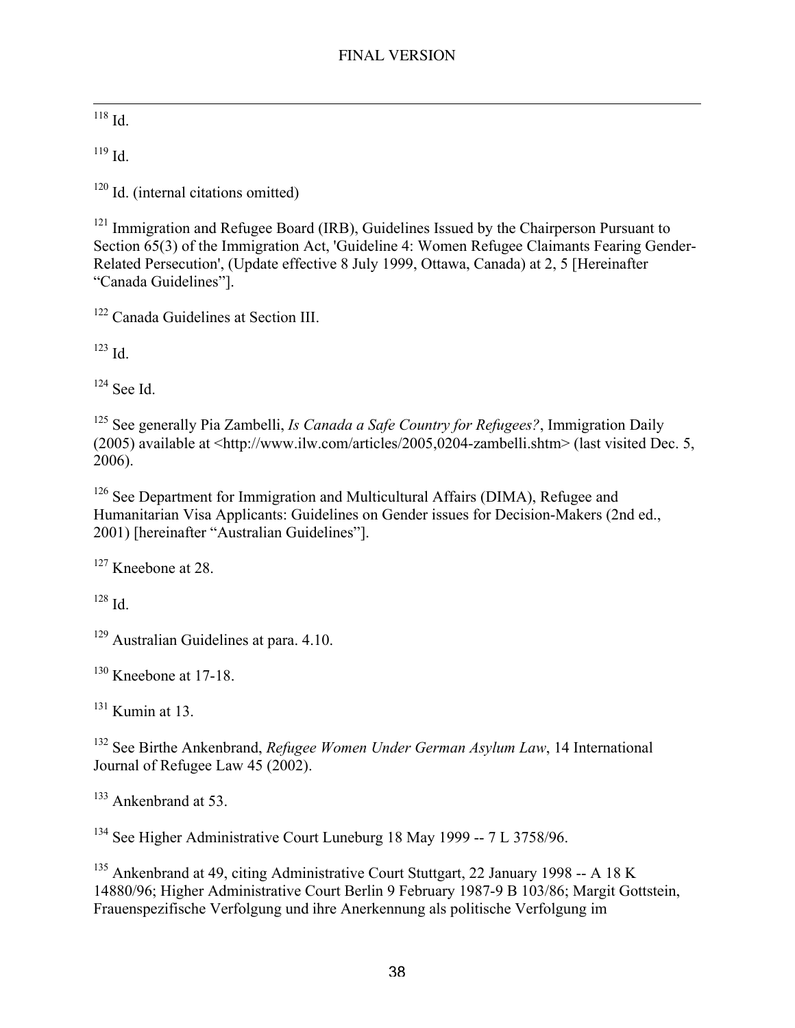[118] Id.

[119] Id.

[120] Id. (internal citations omitted)

[121] Immigration and Refugee Board (IRB), Guidelines Issued by the Chairperson Pursuant to Section 65(3) of the Immigration Act, 'Guideline 4: Women Refugee Claimants Fearing Gender-Related Persecution', (Update effective 8 July 1999, Ottawa, Canada) at 2, 5 [Hereinafter "Canada Guidelines"].

[122] Canada Guidelines at Section III.

[123] Id.

[124] See Id.

[125] See generally Pia Zambelli, *Is Canada a Safe Country for Refugees?*, Immigration Daily (2005) available at <http://www.ilw.com/articles/2005,0204-zambelli.shtm> (last visited Dec. 5, 2006).

[126] See Department for Immigration and Multicultural Affairs (DIMA), Refugee and Humanitarian Visa Applicants: Guidelines on Gender issues for Decision-Makers (2nd ed., 2001) [hereinafter "Australian Guidelines"].

[127] Kneebone at 28.

[128] Id.

[129] Australian Guidelines at para. 4.10.

[130] Kneebone at 17-18.

[131] Kumin at 13.

[132] See Birthe Ankenbrand, *Refugee Women Under German Asylum Law*, 14 International Journal of Refugee Law 45 (2002).

[133] Ankenbrand at 53.

[134] See Higher Administrative Court Luneburg 18 May 1999 -- 7 L 3758/96.

[135] Ankenbrand at 49, citing Administrative Court Stuttgart, 22 January 1998 -- A 18 K 14880/96; Higher Administrative Court Berlin 9 February 1987-9 B 103/86; Margit Gottstein, Frauenspezifische Verfolgung und ihre Anerkennung als politische Verfolgung im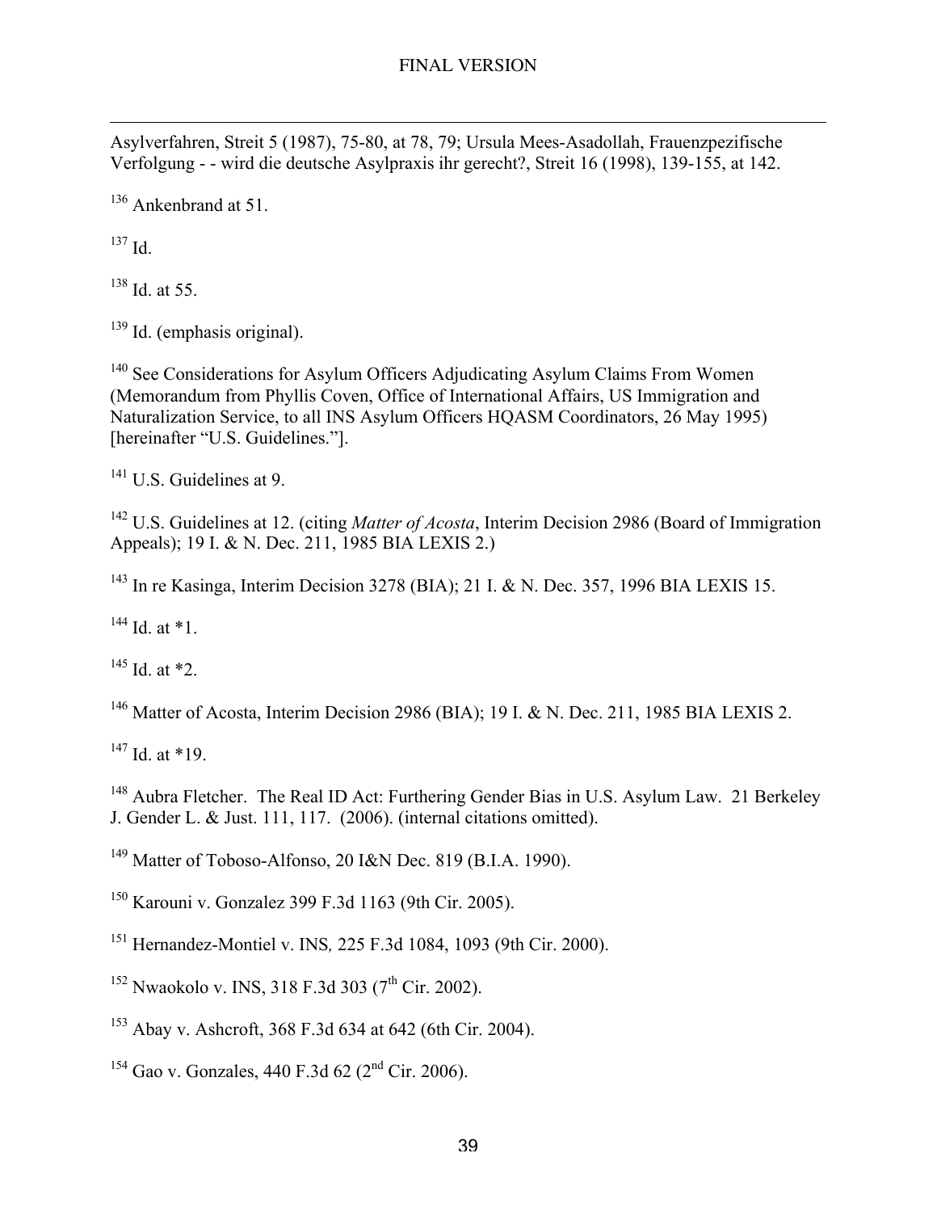Asylverfahren, Streit 5 (1987), 75-80, at 78, 79; Ursula Mees-Asadollah, Frauenzpezifische Verfolgung - - wird die deutsche Asylpraxis ihr gerecht?, Streit 16 (1998), 139-155, at 142.

[136] Ankenbrand at 51.

[137] Id.

[138] Id. at 55.

[139] Id. (emphasis original).

[140] See Considerations for Asylum Officers Adjudicating Asylum Claims From Women (Memorandum from Phyllis Coven, Office of International Affairs, US Immigration and Naturalization Service, to all INS Asylum Officers HQASM Coordinators, 26 May 1995) [hereinafter "U.S. Guidelines."].

[141] U.S. Guidelines at 9.

[142] U.S. Guidelines at 12. (citing *Matter of Acosta*, Interim Decision 2986 (Board of Immigration Appeals); 19 I. & N. Dec. 211, 1985 BIA LEXIS 2.)

[143] In re Kasinga, Interim Decision 3278 (BIA); 21 I. & N. Dec. 357, 1996 BIA LEXIS 15.

[144] Id. at *1.

[145] Id. at *2.

[146] Matter of Acosta, Interim Decision 2986 (BIA); 19 I. & N. Dec. 211, 1985 BIA LEXIS 2.

[147] Id. at *19.

[148] Aubra Fletcher. The Real ID Act: Furthering Gender Bias in U.S. Asylum Law. 21 Berkeley J. Gender L. & Just. 111, 117. (2006). (internal citations omitted).

[149] Matter of Toboso-Alfonso, 20 I&N Dec. 819 (B.I.A. 1990).

[150] Karouni v. Gonzalez 399 F.3d 1163 (9th Cir. 2005).

[151] Hernandez-Montiel v. INS*,* 225 F.3d 1084, 1093 (9th Cir. 2000).

[152] Nwaokolo v. INS, 318 F.3d 303 (7th Cir. 2002).

[153] Abay v. Ashcroft, 368 F.3d 634 at 642 (6th Cir. 2004).

[154] Gao v. Gonzales, 440 F.3d 62 (2nd Cir. 2006).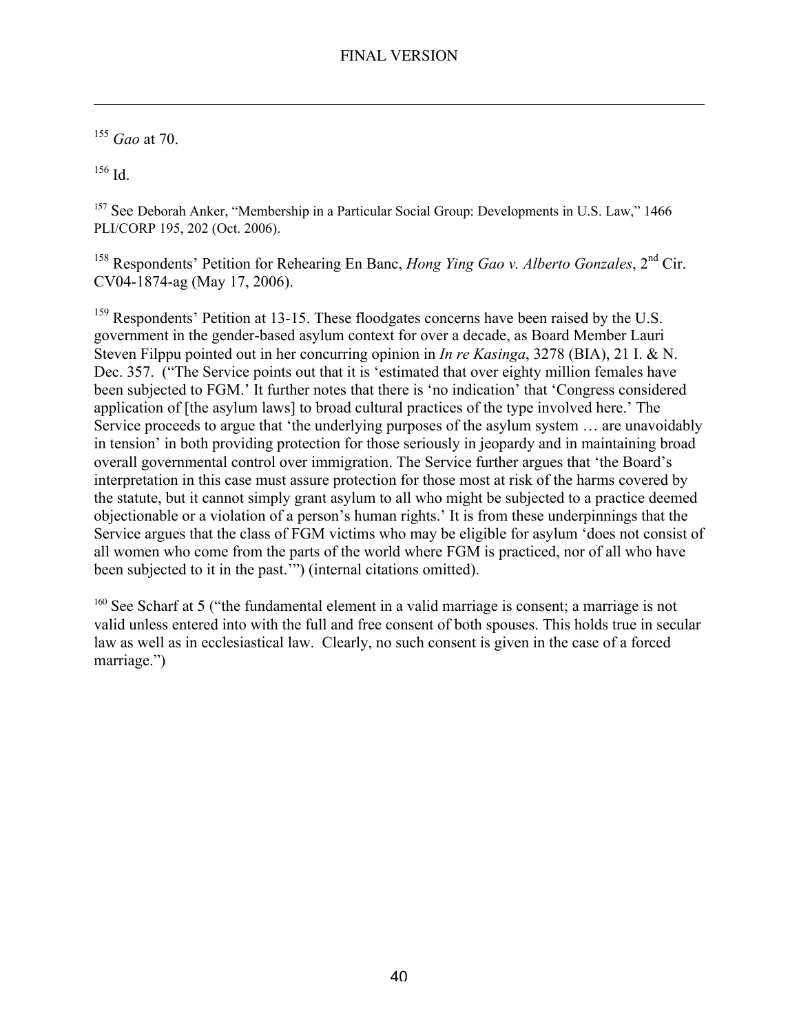[155] *Gao* at 70.

[156] Id.

[157] See Deborah Anker, "Membership in a Particular Social Group: Developments in U.S. Law," 1466 PLI/CORP 195, 202 (Oct. 2006).

[158] Respondents' Petition for Rehearing En Banc, *Hong Ying Gao v. Alberto Gonzales*, 2nd Cir. CV04-1874-ag (May 17, 2006).

[159] Respondents' Petition at 13-15. These floodgates concerns have been raised by the U.S. government in the gender-based asylum context for over a decade, as Board Member Lauri Steven Filppu pointed out in her concurring opinion in *In re Kasinga*, 3278 (BIA), 21 I. & N. Dec. 357. ("The Service points out that it is 'estimated that over eighty million females have been subjected to FGM.' It further notes that there is 'no indication' that 'Congress considered application of [the asylum laws] to broad cultural practices of the type involved here.' The Service proceeds to argue that 'the underlying purposes of the asylum system … are unavoidably in tension' in both providing protection for those seriously in jeopardy and in maintaining broad overall governmental control over immigration. The Service further argues that 'the Board's interpretation in this case must assure protection for those most at risk of the harms covered by the statute, but it cannot simply grant asylum to all who might be subjected to a practice deemed objectionable or a violation of a person's human rights.' It is from these underpinnings that the Service argues that the class of FGM victims who may be eligible for asylum 'does not consist of all women who come from the parts of the world where FGM is practiced, nor of all who have been subjected to it in the past.'") (internal citations omitted).

[160] See Scharf at 5 ("the fundamental element in a valid marriage is consent; a marriage is not valid unless entered into with the full and free consent of both spouses. This holds true in secular law as well as in ecclesiastical law. Clearly, no such consent is given in the case of a forced marriage.")